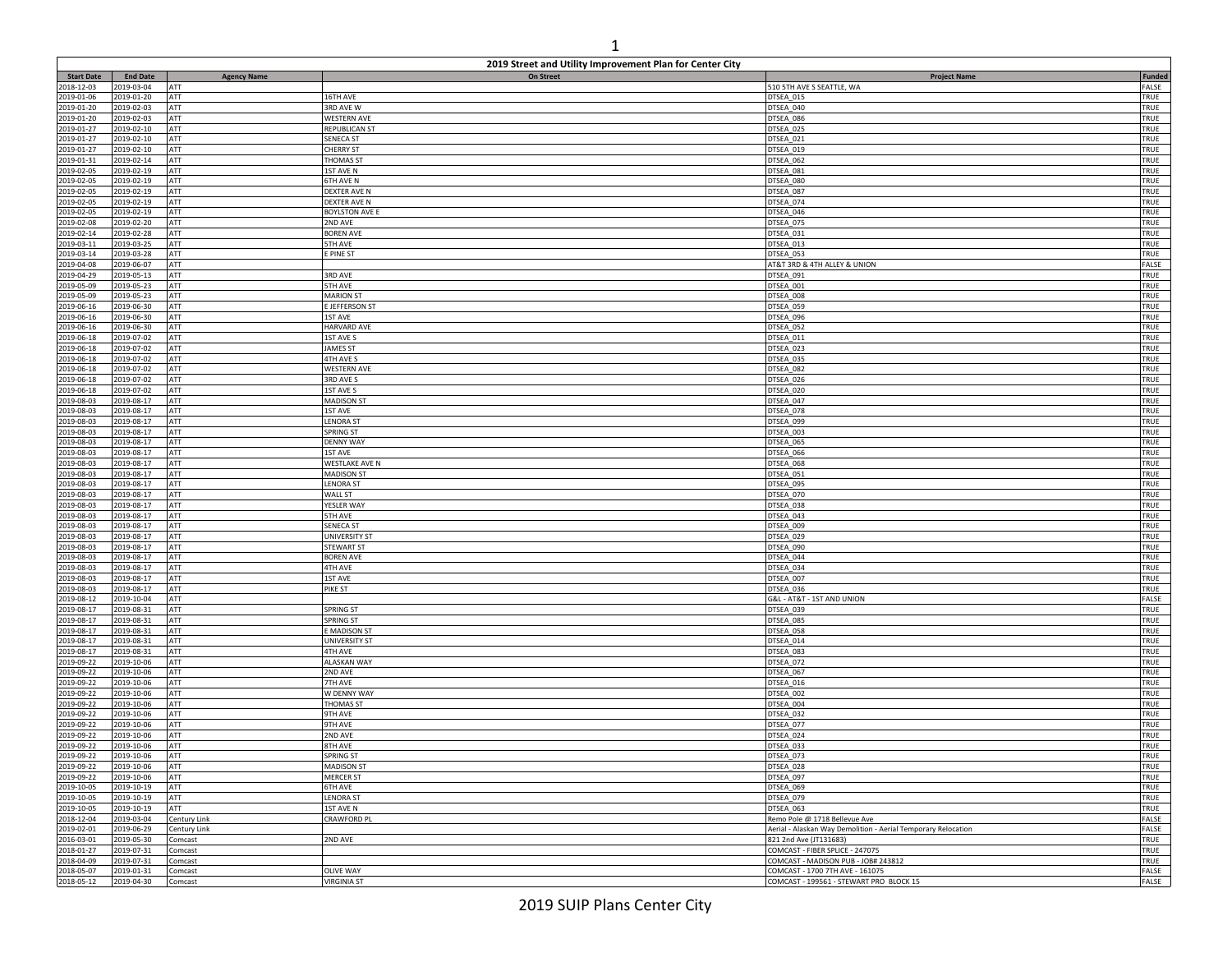| 2019 Street and Utility Improvement Plan for Center City | | | | | |
|---|---|---|---|---|---|
| **Start Date** | **End Date** | **Agency Name** | **On Street** | **Project Name** | **Funded** |
| 2018-12-03 | 2019-03-04 | ATT | | 510 5TH AVE S SEATTLE, WA | FALSE |
| 2019-01-06 | 2019-01-20 | ATT | 16TH AVE | DTSEA_015 | TRUE |
| 2019-01-20 | 2019-02-03 | ATT | 3RD AVE W | DTSEA_040 | TRUE |
| 2019-01-20 | 2019-02-03 | ATT | WESTERN AVE | DTSEA_086 | TRUE |
| 2019-01-27 | 2019-02-10 | ATT | REPUBLICAN ST | DTSEA_025 | TRUE |
| 2019-01-27 | 2019-02-10 | ATT | SENECA ST | DTSEA_021 | TRUE |
| 2019-01-27 | 2019-02-10 | ATT | CHERRY ST | DTSEA_019 | TRUE |
| 2019-01-31 | 2019-02-14 | ATT | THOMAS ST | DTSEA_062 | TRUE |
| 2019-02-05 | 2019-02-19 | ATT | 1ST AVE N | DTSEA_081 | TRUE |
| 2019-02-05 | 2019-02-19 | ATT | 6TH AVE N | DTSEA_080 | TRUE |
| 2019-02-05 | 2019-02-19 | ATT | DEXTER AVE N | DTSEA_087 | TRUE |
| 2019-02-05 | 2019-02-19 | ATT | DEXTER AVE N | DTSEA_074 | TRUE |
| 2019-02-05 | 2019-02-19 | ATT | BOYLSTON AVE E | DTSEA_046 | TRUE |
| 2019-02-08 | 2019-02-20 | ATT | 2ND AVE | DTSEA_075 | TRUE |
| 2019-02-14 | 2019-02-28 | ATT | BOREN AVE | DTSEA_031 | TRUE |
| 2019-03-11 | 2019-03-25 | ATT | 5TH AVE | DTSEA_013 | TRUE |
| 2019-03-14 | 2019-03-28 | ATT | E PINE ST | DTSEA_053 | TRUE |
| 2019-04-08 | 2019-06-07 | ATT | | AT&T 3RD & 4TH ALLEY & UNION | FALSE |
| 2019-04-29 | 2019-05-13 | ATT | 3RD AVE | DTSEA_091 | TRUE |
| 2019-05-09 | 2019-05-23 | ATT | 5TH AVE | DTSEA_001 | TRUE |
| 2019-05-09 | 2019-05-23 | ATT | MARION ST | DTSEA_008 | TRUE |
| 2019-06-16 | 2019-06-30 | ATT | E JEFFERSON ST | DTSEA_059 | TRUE |
| 2019-06-16 | 2019-06-30 | ATT | 1ST AVE | DTSEA_096 | TRUE |
| 2019-06-16 | 2019-06-30 | ATT | HARVARD AVE | DTSEA_052 | TRUE |
| 2019-06-18 | 2019-07-02 | ATT | 1ST AVE S | DTSEA_011 | TRUE |
| 2019-06-18 | 2019-07-02 | ATT | JAMES ST | DTSEA_023 | TRUE |
| 2019-06-18 | 2019-07-02 | ATT | 4TH AVE S | DTSEA_035 | TRUE |
| 2019-06-18 | 2019-07-02 | ATT | WESTERN AVE | DTSEA_082 | TRUE |
| 2019-06-18 | 2019-07-02 | ATT | 3RD AVE S | DTSEA_026 | TRUE |
| 2019-06-18 | 2019-07-02 | ATT | 1ST AVE S | DTSEA_020 | TRUE |
| 2019-08-03 | 2019-08-17 | ATT | MADISON ST | DTSEA_047 | TRUE |
| 2019-08-03 | 2019-08-17 | ATT | 1ST AVE | DTSEA_078 | TRUE |
| 2019-08-03 | 2019-08-17 | ATT | LENORA ST | DTSEA_099 | TRUE |
| 2019-08-03 | 2019-08-17 | ATT | SPRING ST | DTSEA_003 | TRUE |
| 2019-08-03 | 2019-08-17 | ATT | DENNY WAY | DTSEA_065 | TRUE |
| 2019-08-03 | 2019-08-17 | ATT | 1ST AVE | DTSEA_066 | TRUE |
| 2019-08-03 | 2019-08-17 | ATT | WESTLAKE AVE N | DTSEA_068 | TRUE |
| 2019-08-03 | 2019-08-17 | ATT | MADISON ST | DTSEA_051 | TRUE |
| 2019-08-03 | 2019-08-17 | ATT | LENORA ST | DTSEA_095 | TRUE |
| 2019-08-03 | 2019-08-17 | ATT | WALL ST | DTSEA_070 | TRUE |
| 2019-08-03 | 2019-08-17 | ATT | YESLER WAY | DTSEA_038 | TRUE |
| 2019-08-03 | 2019-08-17 | ATT | 5TH AVE | DTSEA_043 | TRUE |
| 2019-08-03 | 2019-08-17 | ATT | SENECA ST | DTSEA_009 | TRUE |
| 2019-08-03 | 2019-08-17 | ATT | UNIVERSITY ST | DTSEA_029 | TRUE |
| 2019-08-03 | 2019-08-17 | ATT | STEWART ST | DTSEA_090 | TRUE |
| 2019-08-03 | 2019-08-17 | ATT | BOREN AVE | DTSEA_044 | TRUE |
| 2019-08-03 | 2019-08-17 | ATT | 4TH AVE | DTSEA_034 | TRUE |
| 2019-08-03 | 2019-08-17 | ATT | 1ST AVE | DTSEA_007 | TRUE |
| 2019-08-03 | 2019-08-17 | ATT | PIKE ST | DTSEA_036 | TRUE |
| 2019-08-12 | 2019-10-04 | ATT | | G&L - AT&T - 1ST AND UNION | FALSE |
| 2019-08-17 | 2019-08-31 | ATT | SPRING ST | DTSEA_039 | TRUE |
| 2019-08-17 | 2019-08-31 | ATT | SPRING ST | DTSEA_085 | TRUE |
| 2019-08-17 | 2019-08-31 | ATT | E MADISON ST | DTSEA_058 | TRUE |
| 2019-08-17 | 2019-08-31 | ATT | UNIVERSITY ST | DTSEA_014 | TRUE |
| 2019-08-17 | 2019-08-31 | ATT | 4TH AVE | DTSEA_083 | TRUE |
| 2019-09-22 | 2019-10-06 | ATT | ALASKAN WAY | DTSEA_072 | TRUE |
| 2019-09-22 | 2019-10-06 | ATT | 2ND AVE | DTSEA_067 | TRUE |
| 2019-09-22 | 2019-10-06 | ATT | 7TH AVE | DTSEA_016 | TRUE |
| 2019-09-22 | 2019-10-06 | ATT | W DENNY WAY | DTSEA_002 | TRUE |
| 2019-09-22 | 2019-10-06 | ATT | THOMAS ST | DTSEA_004 | TRUE |
| 2019-09-22 | 2019-10-06 | ATT | 9TH AVE | DTSEA_032 | TRUE |
| 2019-09-22 | 2019-10-06 | ATT | 9TH AVE | DTSEA_077 | TRUE |
| 2019-09-22 | 2019-10-06 | ATT | 2ND AVE | DTSEA_024 | TRUE |
| 2019-09-22 | 2019-10-06 | ATT | 8TH AVE | DTSEA_033 | TRUE |
| 2019-09-22 | 2019-10-06 | ATT | SPRING ST | DTSEA_073 | TRUE |
| 2019-09-22 | 2019-10-06 | ATT | MADISON ST | DTSEA_028 | TRUE |
| 2019-09-22 | 2019-10-06 | ATT | MERCER ST | DTSEA_097 | TRUE |
| 2019-10-05 | 2019-10-19 | ATT | 6TH AVE | DTSEA_069 | TRUE |
| 2019-10-05 | 2019-10-19 | ATT | LENORA ST | DTSEA_079 | TRUE |
| 2019-10-05 | 2019-10-19 | ATT | 1ST AVE N | DTSEA_063 | TRUE |
| 2018-12-04 | 2019-03-04 | Century Link | CRAWFORD PL | Remo Pole @ 1718 Bellevue Ave | FALSE |
| 2019-02-01 | 2019-06-29 | Century Link | | Aerial - Alaskan Way Demolition - Aerial Temporary Relocation | FALSE |
| 2016-03-01 | 2019-05-30 | Comcast | 2ND AVE | 821 2nd Ave (JT131683) | TRUE |
| 2018-01-27 | 2019-07-31 | Comcast | | COMCAST - FIBER SPLICE - 247075 | TRUE |
| 2018-04-09 | 2019-07-31 | Comcast | | COMCAST - MADISON PUB - JOB# 243812 | TRUE |
| 2018-05-07 | 2019-01-31 | Comcast | OLIVE WAY | COMCAST - 1700 7TH AVE - 161075 | FALSE |
| 2018-05-12 | 2019-04-30 | Comcast | VIRGINIA ST | COMCAST - 199561 - STEWART PRO BLOCK 15 | FALSE |

2019 SUIP Plans Center City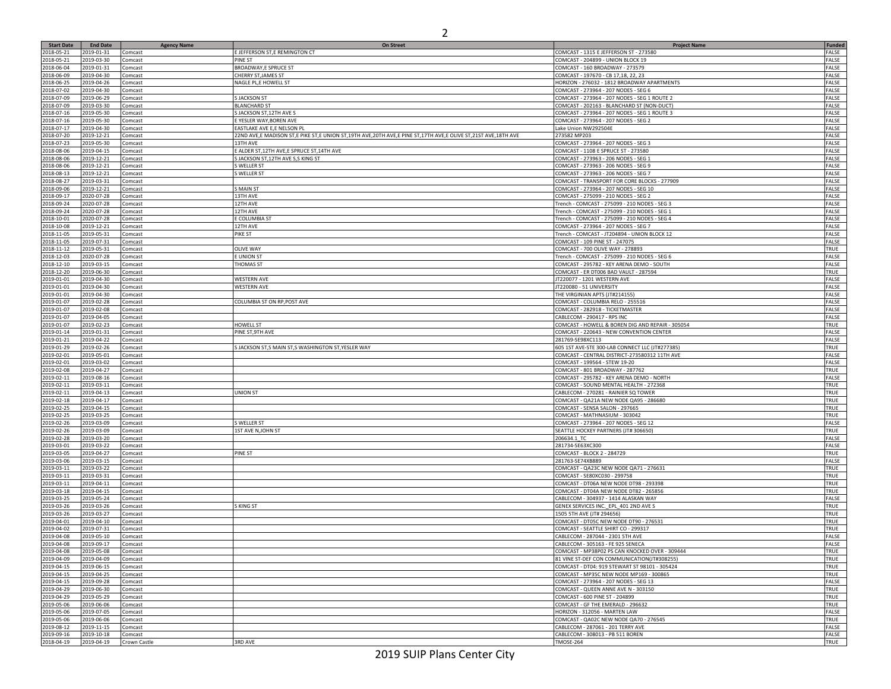| Start Date | End Date | Agency Name | On Street | Project Name | Funded |
|---|---|---|---|---|---|
| 2018-05-21 | 2019-01-31 | Comcast | E JEFFERSON ST,E REMINGTON CT | COMCAST - 1315 E JEFFERSON ST - 273580 | FALSE |
| 2018-05-21 | 2019-03-30 | Comcast | PINE ST | COMCAST - 204899 - UNION BLOCK 19 | FALSE |
| 2018-06-04 | 2019-01-31 | Comcast | BROADWAY,E SPRUCE ST | COMCAST - 160 BROADWAY - 273579 | FALSE |
| 2018-06-09 | 2019-04-30 | Comcast | CHERRY ST,JAMES ST | COMCAST - 197670 - CB 17,18, 22, 23 | FALSE |
| 2018-06-25 | 2019-04-26 | Comcast | NAGLE PL,E HOWELL ST | HORIZON - 276032 - 1812 BROADWAY APARTMENTS | FALSE |
| 2018-07-02 | 2019-04-30 | Comcast | | COMCAST - 273964 - 207 NODES - SEG 6 | FALSE |
| 2018-07-09 | 2019-06-29 | Comcast | S JACKSON ST | COMCAST - 273964 - 207 NODES - SEG 1 ROUTE 2 | FALSE |
| 2018-07-09 | 2019-03-30 | Comcast | BLANCHARD ST | COMCAST - 202163 - BLANCHARD ST (NON-DUCT) | FALSE |
| 2018-07-16 | 2019-05-30 | Comcast | S JACKSON ST,12TH AVE S | COMCAST - 273964 - 207 NODES - SEG 1 ROUTE 3 | FALSE |
| 2018-07-16 | 2019-05-30 | Comcast | E YESLER WAY,BOREN AVE | COMCAST - 273964 - 207 NODES - SEG 2 | FALSE |
| 2018-07-17 | 2019-04-30 | Comcast | EASTLAKE AVE E,E NELSON PL | Lake Union NW292504E | FALSE |
| 2018-07-20 | 2019-12-21 | Comcast | 22ND AVE,E MADISON ST,E PIKE ST,E UNION ST,19TH AVE,20TH AVE,E PINE ST,17TH AVE,E OLIVE ST,21ST AVE,18TH AVE | 273582 MP203 | FALSE |
| 2018-07-23 | 2019-05-30 | Comcast | 13TH AVE | COMCAST - 273964 - 207 NODES - SEG 3 | FALSE |
| 2018-08-06 | 2019-04-15 | Comcast | E ALDER ST,12TH AVE,E SPRUCE ST,14TH AVE | COMCAST - 1108 E SPRUCE ST - 273580 | FALSE |
| 2018-08-06 | 2019-12-21 | Comcast | S JACKSON ST,12TH AVE S,S KING ST | COMCAST - 273963 - 206 NODES - SEG 1 | FALSE |
| 2018-08-06 | 2019-12-21 | Comcast | S WELLER ST | COMCAST - 273963 - 206 NODES - SEG 9 | FALSE |
| 2018-08-13 | 2019-12-21 | Comcast | S WELLER ST | COMCAST - 273963 - 206 NODES - SEG 7 | FALSE |
| 2018-08-27 | 2019-03-31 | Comcast | | COMCAST - TRANSPORT FOR CORE BLOCKS - 277909 | FALSE |
| 2018-09-06 | 2019-12-21 | Comcast | S MAIN ST | COMCAST - 273964 - 207 NODES - SEG 10 | FALSE |
| 2018-09-17 | 2020-07-28 | Comcast | 13TH AVE | COMCAST - 275099 - 210 NODES - SEG 2 | FALSE |
| 2018-09-24 | 2020-07-28 | Comcast | 12TH AVE | Trench - COMCAST - 275099 - 210 NODES - SEG 3 | FALSE |
| 2018-09-24 | 2020-07-28 | Comcast | 12TH AVE | Trench - COMCAST - 275099 - 210 NODES - SEG 1 | FALSE |
| 2018-10-01 | 2020-07-28 | Comcast | E COLUMBIA ST | Trench - COMCAST - 275099 - 210 NODES - SEG 4 | FALSE |
| 2018-10-08 | 2019-12-21 | Comcast | 12TH AVE | COMCAST - 273964 - 207 NODES - SEG 7 | FALSE |
| 2018-11-05 | 2019-05-31 | Comcast | PIKE ST | Trench - COMCAST - JT204894 - UNION BLOCK 12 | FALSE |
| 2018-11-05 | 2019-07-31 | Comcast | | COMCAST - 109 PINE ST - 247075 | FALSE |
| 2018-11-12 | 2019-05-31 | Comcast | OLIVE WAY | COMCAST - 700 OLIVE WAY - 278893 | TRUE |
| 2018-12-03 | 2020-07-28 | Comcast | E UNION ST | Trench - COMCAST - 275099 - 210 NODES - SEG 6 | FALSE |
| 2018-12-10 | 2019-03-15 | Comcast | THOMAS ST | COMCAST - 295782 - KEY ARENA DEMO - SOUTH | FALSE |
| 2018-12-20 | 2019-06-30 | Comcast | | COMCAST - ER DT006 BAD VAULT - 287594 | TRUE |
| 2019-01-01 | 2019-04-30 | Comcast | WESTERN AVE | JT220077 - 1201 WESTERN AVE | FALSE |
| 2019-01-01 | 2019-04-30 | Comcast | WESTERN AVE | JT220080 - 51 UNIVERSITY | FALSE |
| 2019-01-01 | 2019-04-30 | Comcast | | THE VIRGINIAN APTS (JT#214155) | FALSE |
| 2019-01-07 | 2019-02-28 | Comcast | COLUMBIA ST ON RP,POST AVE | COMCAST - COLUMBIA RELO - 255516 | FALSE |
| 2019-01-07 | 2019-02-08 | Comcast | | COMCAST - 282918 - TICKETMASTER | FALSE |
| 2019-01-07 | 2019-04-05 | Comcast | | CABLECOM - 290417 - RPS INC | FALSE |
| 2019-01-07 | 2019-02-23 | Comcast | HOWELL ST | COMCAST - HOWELL & BOREN DIG AND REPAIR - 305054 | TRUE |
| 2019-01-14 | 2019-01-31 | Comcast | PINE ST,9TH AVE | COMCAST - 220643 - NEW CONVENTION CENTER | FALSE |
| 2019-01-21 | 2019-04-22 | Comcast | | 281769-SE98XC113 | FALSE |
| 2019-01-29 | 2019-02-26 | Comcast | S JACKSON ST,S MAIN ST,S WASHINGTON ST,YESLER WAY | 605 1ST AVE-STE 300-LAB CONNECT LLC (JT#277385) | TRUE |
| 2019-02-01 | 2019-05-01 | Comcast | | COMCAST - CENTRAL DISTRICT-273580312 11TH AVE | FALSE |
| 2019-02-01 | 2019-03-02 | Comcast | | COMCAST - 199564 - STEW 19-20 | FALSE |
| 2019-02-08 | 2019-04-27 | Comcast | | COMCAST - 801 BROADWAY - 287762 | TRUE |
| 2019-02-11 | 2019-08-16 | Comcast | | COMCAST - 295782 - KEY ARENA DEMO - NORTH | FALSE |
| 2019-02-11 | 2019-03-11 | Comcast | | COMCAST - SOUND MENTAL HEALTH - 272368 | TRUE |
| 2019-02-11 | 2019-04-13 | Comcast | UNION ST | CABLECOM - 270281 - RAINIER SQ TOWER | TRUE |
| 2019-02-18 | 2019-04-17 | Comcast | | COMCAST - QA21A NEW NODE QA95 - 286680 | TRUE |
| 2019-02-25 | 2019-04-15 | Comcast | | COMCAST - SENSA SALON - 297665 | TRUE |
| 2019-02-25 | 2019-03-25 | Comcast | | COMCAST - MATHNASIUM - 303042 | TRUE |
| 2019-02-26 | 2019-03-09 | Comcast | S WELLER ST | COMCAST - 273964 - 207 NODES - SEG 12 | FALSE |
| 2019-02-26 | 2019-03-09 | Comcast | 1ST AVE N,JOHN ST | SEATTLE HOCKEY PARTNERS (JT# 306650) | TRUE |
| 2019-02-28 | 2019-03-20 | Comcast | | 206634.1_TC | FALSE |
| 2019-03-01 | 2019-03-22 | Comcast | | 281734-SE63XC300 | FALSE |
| 2019-03-05 | 2019-04-27 | Comcast | PINE ST | COMCAST - BLOCK 2 - 284729 | TRUE |
| 2019-03-06 | 2019-03-15 | Comcast | | 281763-SE74XB889 | FALSE |
| 2019-03-11 | 2019-03-22 | Comcast | | COMCAST - QA23C NEW NODE QA71 - 276631 | TRUE |
| 2019-03-11 | 2019-03-31 | Comcast | | COMCAST - SE80XC030 - 299758 | TRUE |
| 2019-03-11 | 2019-04-11 | Comcast | | COMCAST - DT06A NEW NODE DT98 - 293398 | TRUE |
| 2019-03-18 | 2019-04-15 | Comcast | | COMCAST - DT04A NEW NODE DT82 - 265856 | TRUE |
| 2019-03-25 | 2019-05-24 | Comcast | | CABLECOM - 304937 - 1414 ALASKAN WAY | FALSE |
| 2019-03-26 | 2019-03-26 | Comcast | S KING ST | GENEX SERVICES INC._EPL_401 2ND AVE S | TRUE |
| 2019-03-26 | 2019-03-27 | Comcast | | 1505 5TH AVE (JT# 294656) | TRUE |
| 2019-04-01 | 2019-04-10 | Comcast | | COMCAST - DT05C NEW NODE DT90 - 276531 | TRUE |
| 2019-04-02 | 2019-07-31 | Comcast | | COMCAST - SEATTLE SHIRT CO - 299317 | TRUE |
| 2019-04-08 | 2019-05-10 | Comcast | | CABLECOM - 287044 - 2301 5TH AVE | FALSE |
| 2019-04-08 | 2019-09-17 | Comcast | | CABLECOM - 305163 - FE 925 SENECA | FALSE |
| 2019-04-08 | 2019-05-08 | Comcast | | COMCAST - MP38P02 PS CAN KNOCKED OVER - 309444 | TRUE |
| 2019-04-09 | 2019-04-09 | Comcast | | 81 VINE ST-DEF CON COMMUNICATION(JT#308255) | TRUE |
| 2019-04-15 | 2019-06-15 | Comcast | | COMCAST - DT04: 919 STEWART ST 98101 - 305424 | TRUE |
| 2019-04-15 | 2019-04-25 | Comcast | | COMCAST - MP35C NEW NODE MP169 - 300865 | TRUE |
| 2019-04-15 | 2019-09-28 | Comcast | | COMCAST - 273964 - 207 NODES - SEG 13 | FALSE |
| 2019-04-29 | 2019-06-30 | Comcast | | COMCAST - QUEEN ANNE AVE N - 303150 | TRUE |
| 2019-04-29 | 2019-05-29 | Comcast | | COMCAST - 600 PINE ST - 204899 | TRUE |
| 2019-05-06 | 2019-06-06 | Comcast | | COMCAST - GF THE EMERALD - 296632 | TRUE |
| 2019-05-06 | 2019-07-05 | Comcast | | HORIZON - 312056 - MARTEN LAW | FALSE |
| 2019-05-06 | 2019-06-06 | Comcast | | COMCAST - QA02C NEW NODE QA70 - 276545 | TRUE |
| 2019-08-12 | 2019-11-15 | Comcast | | CABLECOM - 287061 - 201 TERRY AVE | FALSE |
| 2019-09-16 | 2019-10-18 | Comcast | | CABLECOM - 308013 - PB 511 BOREN | FALSE |
| 2018-04-19 | 2019-04-19 | Crown Castle | 3RD AVE | TMOSE-264 | TRUE |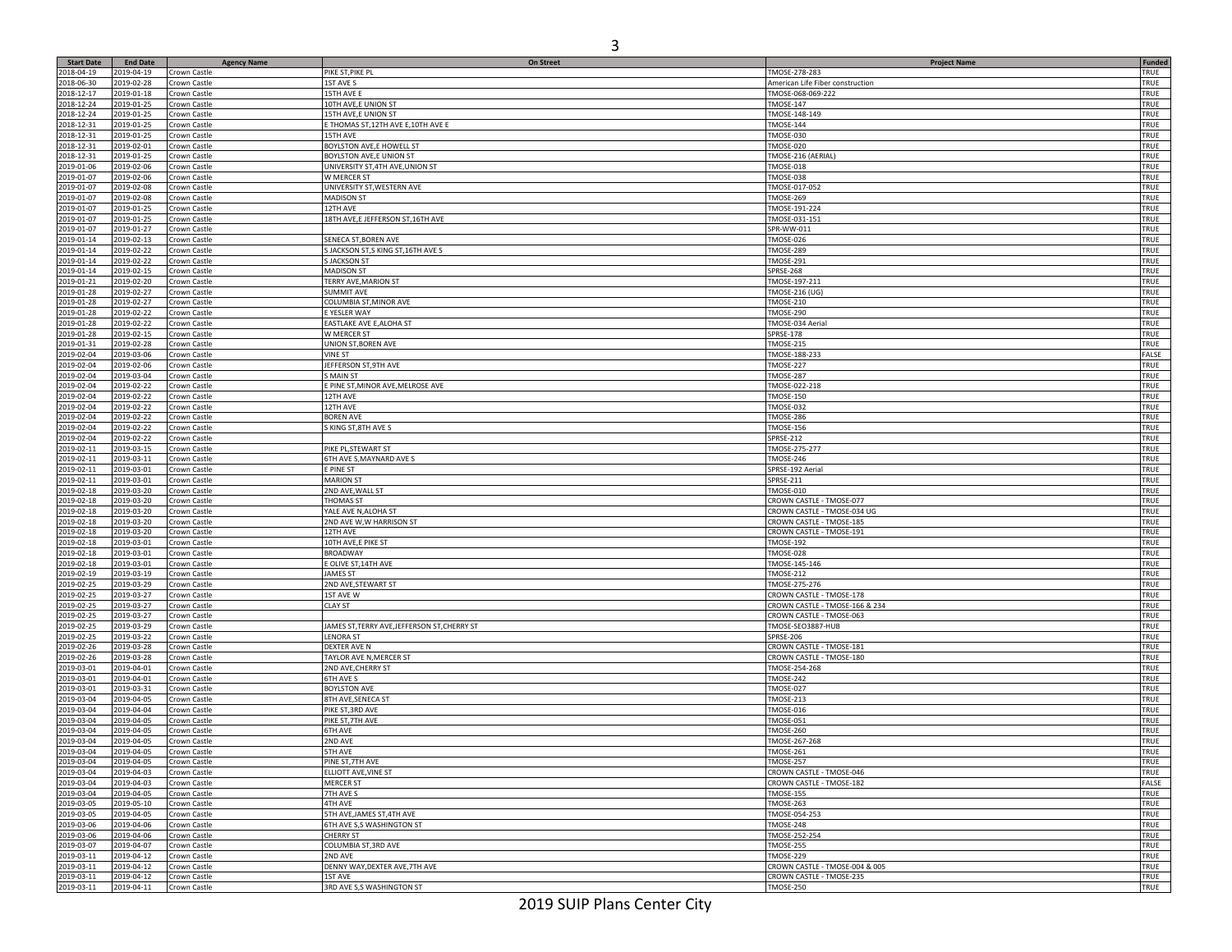| Start Date | End Date | Agency Name | On Street | Project Name | Funded |
|---|---|---|---|---|---|
| 2018-04-19 | 2019-04-19 | Crown Castle | PIKE ST,PIKE PL | TMOSE-278-283 | TRUE |
| 2018-06-30 | 2019-02-28 | Crown Castle | 1ST AVE S | American Life Fiber construction | TRUE |
| 2018-12-17 | 2019-01-18 | Crown Castle | 15TH AVE E | TMOSE-068-069-222 | TRUE |
| 2018-12-24 | 2019-01-25 | Crown Castle | 10TH AVE,E UNION ST | TMOSE-147 | TRUE |
| 2018-12-24 | 2019-01-25 | Crown Castle | 15TH AVE,E UNION ST | TMOSE-148-149 | TRUE |
| 2018-12-31 | 2019-01-25 | Crown Castle | E THOMAS ST,12TH AVE E,10TH AVE E | TMOSE-144 | TRUE |
| 2018-12-31 | 2019-01-25 | Crown Castle | 15TH AVE | TMOSE-030 | TRUE |
| 2018-12-31 | 2019-02-01 | Crown Castle | BOYLSTON AVE,E HOWELL ST | TMOSE-020 | TRUE |
| 2018-12-31 | 2019-01-25 | Crown Castle | BOYLSTON AVE,E UNION ST | TMOSE-216 (AERIAL) | TRUE |
| 2019-01-06 | 2019-02-06 | Crown Castle | UNIVERSITY ST,4TH AVE,UNION ST | TMOSE-018 | TRUE |
| 2019-01-07 | 2019-02-06 | Crown Castle | W MERCER ST | TMOSE-038 | TRUE |
| 2019-01-07 | 2019-02-08 | Crown Castle | UNIVERSITY ST,WESTERN AVE | TMOSE-017-052 | TRUE |
| 2019-01-07 | 2019-02-08 | Crown Castle | MADISON ST | TMOSE-269 | TRUE |
| 2019-01-07 | 2019-01-25 | Crown Castle | 12TH AVE | TMOSE-191-224 | TRUE |
| 2019-01-07 | 2019-01-25 | Crown Castle | 18TH AVE,E JEFFERSON ST,16TH AVE | TMOSE-031-151 | TRUE |
| 2019-01-07 | 2019-01-27 | Crown Castle | | SPR-WW-011 | TRUE |
| 2019-01-14 | 2019-02-13 | Crown Castle | SENECA ST,BOREN AVE | TMOSE-026 | TRUE |
| 2019-01-14 | 2019-02-22 | Crown Castle | S JACKSON ST,S KING ST,16TH AVE S | TMOSE-289 | TRUE |
| 2019-01-14 | 2019-02-22 | Crown Castle | S JACKSON ST | TMOSE-291 | TRUE |
| 2019-01-14 | 2019-02-15 | Crown Castle | MADISON ST | SPRSE-268 | TRUE |
| 2019-01-21 | 2019-02-20 | Crown Castle | TERRY AVE,MARION ST | TMOSE-197-211 | TRUE |
| 2019-01-28 | 2019-02-27 | Crown Castle | SUMMIT AVE | TMOSE-216 (UG) | TRUE |
| 2019-01-28 | 2019-02-27 | Crown Castle | COLUMBIA ST,MINOR AVE | TMOSE-210 | TRUE |
| 2019-01-28 | 2019-02-22 | Crown Castle | E YESLER WAY | TMOSE-290 | TRUE |
| 2019-01-28 | 2019-02-22 | Crown Castle | EASTLAKE AVE E,ALOHA ST | TMOSE-034 Aerial | TRUE |
| 2019-01-28 | 2019-02-15 | Crown Castle | W MERCER ST | SPRSE-178 | TRUE |
| 2019-01-31 | 2019-02-28 | Crown Castle | UNION ST,BOREN AVE | TMOSE-215 | TRUE |
| 2019-02-04 | 2019-03-06 | Crown Castle | VINE ST | TMOSE-188-233 | FALSE |
| 2019-02-04 | 2019-02-06 | Crown Castle | JEFFERSON ST,9TH AVE | TMOSE-227 | TRUE |
| 2019-02-04 | 2019-03-04 | Crown Castle | S MAIN ST | TMOSE-287 | TRUE |
| 2019-02-04 | 2019-02-22 | Crown Castle | E PINE ST,MINOR AVE,MELROSE AVE | TMOSE-022-218 | TRUE |
| 2019-02-04 | 2019-02-22 | Crown Castle | 12TH AVE | TMOSE-150 | TRUE |
| 2019-02-04 | 2019-02-22 | Crown Castle | 12TH AVE | TMOSE-032 | TRUE |
| 2019-02-04 | 2019-02-22 | Crown Castle | BOREN AVE | TMOSE-286 | TRUE |
| 2019-02-04 | 2019-02-22 | Crown Castle | S KING ST,8TH AVE S | TMOSE-156 | TRUE |
| 2019-02-04 | 2019-02-22 | Crown Castle | | SPRSE-212 | TRUE |
| 2019-02-11 | 2019-03-15 | Crown Castle | PIKE PL,STEWART ST | TMOSE-275-277 | TRUE |
| 2019-02-11 | 2019-03-11 | Crown Castle | 6TH AVE S,MAYNARD AVE S | TMOSE-246 | TRUE |
| 2019-02-11 | 2019-03-01 | Crown Castle | E PINE ST | SPRSE-192 Aerial | TRUE |
| 2019-02-11 | 2019-03-01 | Crown Castle | MARION ST | SPRSE-211 | TRUE |
| 2019-02-18 | 2019-03-20 | Crown Castle | 2ND AVE,WALL ST | TMOSE-010 | TRUE |
| 2019-02-18 | 2019-03-20 | Crown Castle | THOMAS ST | CROWN CASTLE - TMOSE-077 | TRUE |
| 2019-02-18 | 2019-03-20 | Crown Castle | YALE AVE N,ALOHA ST | CROWN CASTLE - TMOSE-034 UG | TRUE |
| 2019-02-18 | 2019-03-20 | Crown Castle | 2ND AVE W,W HARRISON ST | CROWN CASTLE - TMOSE-185 | TRUE |
| 2019-02-18 | 2019-03-20 | Crown Castle | 12TH AVE | CROWN CASTLE - TMOSE-191 | TRUE |
| 2019-02-18 | 2019-03-01 | Crown Castle | 10TH AVE,E PIKE ST | TMOSE-192 | TRUE |
| 2019-02-18 | 2019-03-01 | Crown Castle | BROADWAY | TMOSE-028 | TRUE |
| 2019-02-18 | 2019-03-01 | Crown Castle | E OLIVE ST,14TH AVE | TMOSE-145-146 | TRUE |
| 2019-02-19 | 2019-03-19 | Crown Castle | JAMES ST | TMOSE-212 | TRUE |
| 2019-02-25 | 2019-03-29 | Crown Castle | 2ND AVE,STEWART ST | TMOSE-275-276 | TRUE |
| 2019-02-25 | 2019-03-27 | Crown Castle | 1ST AVE W | CROWN CASTLE - TMOSE-178 | TRUE |
| 2019-02-25 | 2019-03-27 | Crown Castle | CLAY ST | CROWN CASTLE - TMOSE-166 & 234 | TRUE |
| 2019-02-25 | 2019-03-27 | Crown Castle | | CROWN CASTLE - TMOSE-063 | TRUE |
| 2019-02-25 | 2019-03-29 | Crown Castle | JAMES ST,TERRY AVE,JEFFERSON ST,CHERRY ST | TMOSE-SEO3887-HUB | TRUE |
| 2019-02-25 | 2019-03-22 | Crown Castle | LENORA ST | SPRSE-206 | TRUE |
| 2019-02-26 | 2019-03-28 | Crown Castle | DEXTER AVE N | CROWN CASTLE - TMOSE-181 | TRUE |
| 2019-02-26 | 2019-03-28 | Crown Castle | TAYLOR AVE N,MERCER ST | CROWN CASTLE - TMOSE-180 | TRUE |
| 2019-03-01 | 2019-04-01 | Crown Castle | 2ND AVE,CHERRY ST | TMOSE-254-268 | TRUE |
| 2019-03-01 | 2019-04-01 | Crown Castle | 6TH AVE S | TMOSE-242 | TRUE |
| 2019-03-01 | 2019-03-31 | Crown Castle | BOYLSTON AVE | TMOSE-027 | TRUE |
| 2019-03-04 | 2019-04-05 | Crown Castle | 8TH AVE,SENECA ST | TMOSE-213 | TRUE |
| 2019-03-04 | 2019-04-04 | Crown Castle | PIKE ST,3RD AVE | TMOSE-016 | TRUE |
| 2019-03-04 | 2019-04-05 | Crown Castle | PIKE ST,7TH AVE | TMOSE-051 | TRUE |
| 2019-03-04 | 2019-04-05 | Crown Castle | 6TH AVE | TMOSE-260 | TRUE |
| 2019-03-04 | 2019-04-05 | Crown Castle | 2ND AVE | TMOSE-267-268 | TRUE |
| 2019-03-04 | 2019-04-05 | Crown Castle | 5TH AVE | TMOSE-261 | TRUE |
| 2019-03-04 | 2019-04-05 | Crown Castle | PINE ST,7TH AVE | TMOSE-257 | TRUE |
| 2019-03-04 | 2019-04-03 | Crown Castle | ELLIOTT AVE,VINE ST | CROWN CASTLE - TMOSE-046 | TRUE |
| 2019-03-04 | 2019-04-03 | Crown Castle | MERCER ST | CROWN CASTLE - TMOSE-182 | FALSE |
| 2019-03-04 | 2019-04-05 | Crown Castle | 7TH AVE S | TMOSE-155 | TRUE |
| 2019-03-05 | 2019-05-10 | Crown Castle | 4TH AVE | TMOSE-263 | TRUE |
| 2019-03-05 | 2019-04-05 | Crown Castle | 5TH AVE,JAMES ST,4TH AVE | TMOSE-054-253 | TRUE |
| 2019-03-06 | 2019-04-06 | Crown Castle | 6TH AVE S,S WASHINGTON ST | TMOSE-248 | TRUE |
| 2019-03-06 | 2019-04-06 | Crown Castle | CHERRY ST | TMOSE-252-254 | TRUE |
| 2019-03-07 | 2019-04-07 | Crown Castle | COLUMBIA ST,3RD AVE | TMOSE-255 | TRUE |
| 2019-03-11 | 2019-04-12 | Crown Castle | 2ND AVE | TMOSE-229 | TRUE |
| 2019-03-11 | 2019-04-12 | Crown Castle | DENNY WAY,DEXTER AVE,7TH AVE | CROWN CASTLE - TMOSE-004 & 005 | TRUE |
| 2019-03-11 | 2019-04-12 | Crown Castle | 1ST AVE | CROWN CASTLE - TMOSE-235 | TRUE |
| 2019-03-11 | 2019-04-11 | Crown Castle | 3RD AVE S,S WASHINGTON ST | TMOSE-250 | TRUE |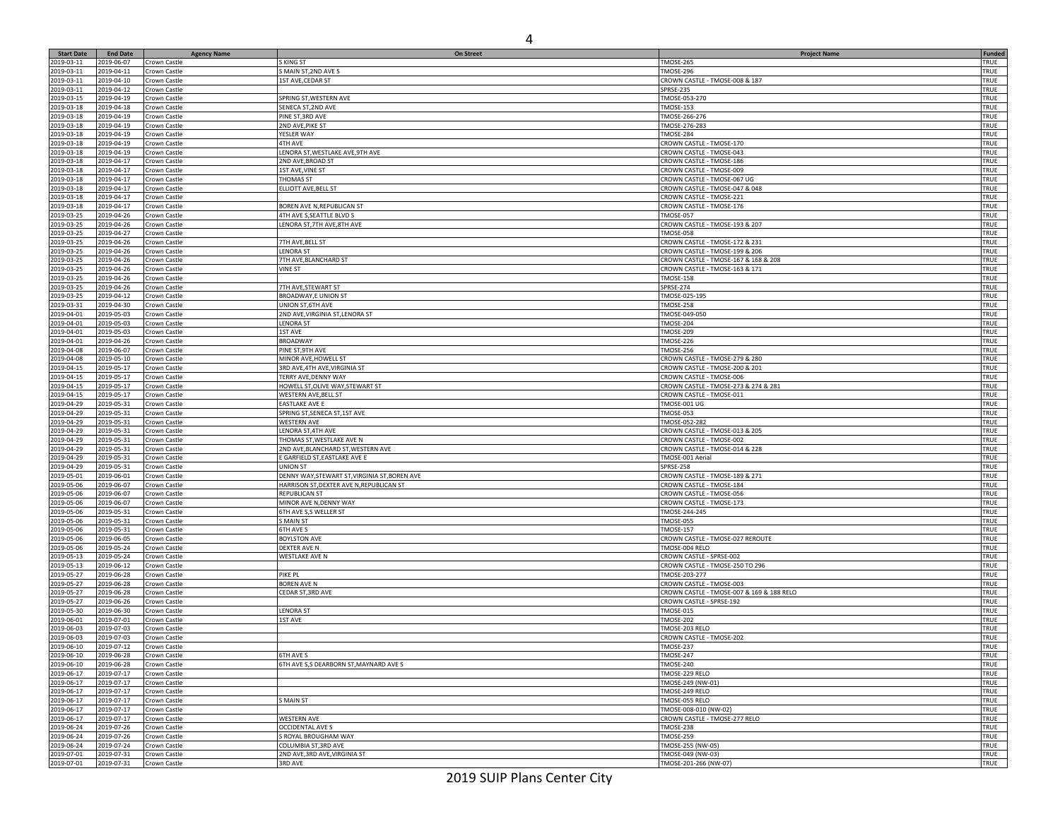| Start Date | End Date | Agency Name | On Street | Project Name | Funded |
|---|---|---|---|---|---|
| 2019-03-11 | 2019-06-07 | Crown Castle | S KING ST | TMOSE-265 | TRUE |
| 2019-03-11 | 2019-04-11 | Crown Castle | S MAIN ST,2ND AVE S | TMOSE-296 | TRUE |
| 2019-03-11 | 2019-04-10 | Crown Castle | 1ST AVE,CEDAR ST | CROWN CASTLE - TMOSE-008 & 187 | TRUE |
| 2019-03-11 | 2019-04-12 | Crown Castle | | SPRSE-235 | TRUE |
| 2019-03-15 | 2019-04-19 | Crown Castle | SPRING ST,WESTERN AVE | TMOSE-053-270 | TRUE |
| 2019-03-18 | 2019-04-18 | Crown Castle | SENECA ST,2ND AVE | TMOSE-153 | TRUE |
| 2019-03-18 | 2019-04-19 | Crown Castle | PINE ST,3RD AVE | TMOSE-266-276 | TRUE |
| 2019-03-18 | 2019-04-19 | Crown Castle | 2ND AVE,PIKE ST | TMOSE-276-283 | TRUE |
| 2019-03-18 | 2019-04-19 | Crown Castle | YESLER WAY | TMOSE-284 | TRUE |
| 2019-03-18 | 2019-04-19 | Crown Castle | 4TH AVE | CROWN CASTLE - TMOSE-170 | TRUE |
| 2019-03-18 | 2019-04-19 | Crown Castle | LENORA ST,WESTLAKE AVE,9TH AVE | CROWN CASTLE - TMOSE-043 | TRUE |
| 2019-03-18 | 2019-04-17 | Crown Castle | 2ND AVE,BROAD ST | CROWN CASTLE - TMOSE-186 | TRUE |
| 2019-03-18 | 2019-04-17 | Crown Castle | 1ST AVE,VINE ST | CROWN CASTLE - TMOSE-009 | TRUE |
| 2019-03-18 | 2019-04-17 | Crown Castle | THOMAS ST | CROWN CASTLE - TMOSE-067 UG | TRUE |
| 2019-03-18 | 2019-04-17 | Crown Castle | ELLIOTT AVE,BELL ST | CROWN CASTLE - TMOSE-047 & 048 | TRUE |
| 2019-03-18 | 2019-04-17 | Crown Castle | | CROWN CASTLE - TMOSE-221 | TRUE |
| 2019-03-18 | 2019-04-17 | Crown Castle | BOREN AVE N,REPUBLICAN ST | CROWN CASTLE - TMOSE-176 | TRUE |
| 2019-03-25 | 2019-04-26 | Crown Castle | 4TH AVE S,SEATTLE BLVD S | TMOSE-057 | TRUE |
| 2019-03-25 | 2019-04-26 | Crown Castle | LENORA ST,7TH AVE,8TH AVE | CROWN CASTLE - TMOSE-193 & 207 | TRUE |
| 2019-03-25 | 2019-04-27 | Crown Castle | | TMOSE-058 | TRUE |
| 2019-03-25 | 2019-04-26 | Crown Castle | 7TH AVE,BELL ST | CROWN CASTLE - TMOSE-172 & 231 | TRUE |
| 2019-03-25 | 2019-04-26 | Crown Castle | LENORA ST | CROWN CASTLE - TMOSE-199 & 206 | TRUE |
| 2019-03-25 | 2019-04-26 | Crown Castle | 7TH AVE,BLANCHARD ST | CROWN CASTLE - TMOSE-167 & 168 & 208 | TRUE |
| 2019-03-25 | 2019-04-26 | Crown Castle | VINE ST | CROWN CASTLE - TMOSE-163 & 171 | TRUE |
| 2019-03-25 | 2019-04-26 | Crown Castle | | TMOSE-158 | TRUE |
| 2019-03-25 | 2019-04-26 | Crown Castle | 7TH AVE,STEWART ST | SPRSE-274 | TRUE |
| 2019-03-25 | 2019-04-12 | Crown Castle | BROADWAY,E UNION ST | TMOSE-025-195 | TRUE |
| 2019-03-31 | 2019-04-30 | Crown Castle | UNION ST,6TH AVE | TMOSE-258 | TRUE |
| 2019-04-01 | 2019-05-03 | Crown Castle | 2ND AVE,VIRGINIA ST,LENORA ST | TMOSE-049-050 | TRUE |
| 2019-04-01 | 2019-05-03 | Crown Castle | LENORA ST | TMOSE-204 | TRUE |
| 2019-04-01 | 2019-05-03 | Crown Castle | 1ST AVE | TMOSE-209 | TRUE |
| 2019-04-01 | 2019-04-26 | Crown Castle | BROADWAY | TMOSE-226 | TRUE |
| 2019-04-08 | 2019-06-07 | Crown Castle | PINE ST,9TH AVE | TMOSE-256 | TRUE |
| 2019-04-08 | 2019-05-10 | Crown Castle | MINOR AVE,HOWELL ST | CROWN CASTLE - TMOSE-279 & 280 | TRUE |
| 2019-04-15 | 2019-05-17 | Crown Castle | 3RD AVE,4TH AVE,VIRGINIA ST | CROWN CASTLE - TMOSE-200 & 201 | TRUE |
| 2019-04-15 | 2019-05-17 | Crown Castle | TERRY AVE,DENNY WAY | CROWN CASTLE - TMOSE-006 | TRUE |
| 2019-04-15 | 2019-05-17 | Crown Castle | HOWELL ST,OLIVE WAY,STEWART ST | CROWN CASTLE - TMOSE-273 & 274 & 281 | TRUE |
| 2019-04-15 | 2019-05-17 | Crown Castle | WESTERN AVE,BELL ST | CROWN CASTLE - TMOSE-011 | TRUE |
| 2019-04-29 | 2019-05-31 | Crown Castle | EASTLAKE AVE E | TMOSE-001 UG | TRUE |
| 2019-04-29 | 2019-05-31 | Crown Castle | SPRING ST,SENECA ST,1ST AVE | TMOSE-053 | TRUE |
| 2019-04-29 | 2019-05-31 | Crown Castle | WESTERN AVE | TMOSE-052-282 | TRUE |
| 2019-04-29 | 2019-05-31 | Crown Castle | LENORA ST,4TH AVE | CROWN CASTLE - TMOSE-013 & 205 | TRUE |
| 2019-04-29 | 2019-05-31 | Crown Castle | THOMAS ST,WESTLAKE AVE N | CROWN CASTLE - TMOSE-002 | TRUE |
| 2019-04-29 | 2019-05-31 | Crown Castle | 2ND AVE,BLANCHARD ST,WESTERN AVE | CROWN CASTLE - TMOSE-014 & 228 | TRUE |
| 2019-04-29 | 2019-05-31 | Crown Castle | E GARFIELD ST,EASTLAKE AVE E | TMOSE-001 Aerial | TRUE |
| 2019-04-29 | 2019-05-31 | Crown Castle | UNION ST | SPRSE-258 | TRUE |
| 2019-05-01 | 2019-06-01 | Crown Castle | DENNY WAY,STEWART ST,VIRGINIA ST,BOREN AVE | CROWN CASTLE - TMOSE-189 & 271 | TRUE |
| 2019-05-06 | 2019-06-07 | Crown Castle | HARRISON ST,DEXTER AVE N,REPUBLICAN ST | CROWN CASTLE - TMOSE-184 | TRUE |
| 2019-05-06 | 2019-06-07 | Crown Castle | REPUBLICAN ST | CROWN CASTLE - TMOSE-056 | TRUE |
| 2019-05-06 | 2019-06-07 | Crown Castle | MINOR AVE N,DENNY WAY | CROWN CASTLE - TMOSE-173 | TRUE |
| 2019-05-06 | 2019-05-31 | Crown Castle | 6TH AVE S,S WELLER ST | TMOSE-244-245 | TRUE |
| 2019-05-06 | 2019-05-31 | Crown Castle | S MAIN ST | TMOSE-055 | TRUE |
| 2019-05-06 | 2019-05-31 | Crown Castle | 6TH AVE S | TMOSE-157 | TRUE |
| 2019-05-06 | 2019-06-05 | Crown Castle | BOYLSTON AVE | CROWN CASTLE - TMOSE-027 REROUTE | TRUE |
| 2019-05-06 | 2019-05-24 | Crown Castle | DEXTER AVE N | TMOSE-004 RELO | TRUE |
| 2019-05-13 | 2019-05-24 | Crown Castle | WESTLAKE AVE N | CROWN CASTLE - SPRSE-002 | TRUE |
| 2019-05-13 | 2019-06-12 | Crown Castle | | CROWN CASTLE - TMOSE-250 TO 296 | TRUE |
| 2019-05-27 | 2019-06-28 | Crown Castle | PIKE PL | TMOSE-203-277 | TRUE |
| 2019-05-27 | 2019-06-28 | Crown Castle | BOREN AVE N | CROWN CASTLE - TMOSE-003 | TRUE |
| 2019-05-27 | 2019-06-28 | Crown Castle | CEDAR ST,3RD AVE | CROWN CASTLE - TMOSE-007 & 169 & 188 RELO | TRUE |
| 2019-05-27 | 2019-06-26 | Crown Castle | | CROWN CASTLE - SPRSE-192 | TRUE |
| 2019-05-30 | 2019-06-30 | Crown Castle | LENORA ST | TMOSE-015 | TRUE |
| 2019-06-01 | 2019-07-01 | Crown Castle | 1ST AVE | TMOSE-202 | TRUE |
| 2019-06-03 | 2019-07-03 | Crown Castle | | TMOSE-203 RELO | TRUE |
| 2019-06-03 | 2019-07-03 | Crown Castle | | CROWN CASTLE - TMOSE-202 | TRUE |
| 2019-06-10 | 2019-07-12 | Crown Castle | | TMOSE-237 | TRUE |
| 2019-06-10 | 2019-06-28 | Crown Castle | 6TH AVE S | TMOSE-247 | TRUE |
| 2019-06-10 | 2019-06-28 | Crown Castle | 6TH AVE S,S DEARBORN ST,MAYNARD AVE S | TMOSE-240 | TRUE |
| 2019-06-17 | 2019-07-17 | Crown Castle | | TMOSE-229 RELO | TRUE |
| 2019-06-17 | 2019-07-17 | Crown Castle | | TMOSE-249 (NW-01) | TRUE |
| 2019-06-17 | 2019-07-17 | Crown Castle | | TMOSE-249 RELO | TRUE |
| 2019-06-17 | 2019-07-17 | Crown Castle | S MAIN ST | TMOSE-055 RELO | TRUE |
| 2019-06-17 | 2019-07-17 | Crown Castle | | TMOSE-008-010 (NW-02) | TRUE |
| 2019-06-17 | 2019-07-17 | Crown Castle | WESTERN AVE | CROWN CASTLE - TMOSE-277 RELO | TRUE |
| 2019-06-24 | 2019-07-26 | Crown Castle | OCCIDENTAL AVE S | TMOSE-238 | TRUE |
| 2019-06-24 | 2019-07-26 | Crown Castle | S ROYAL BROUGHAM WAY | TMOSE-259 | TRUE |
| 2019-06-24 | 2019-07-24 | Crown Castle | COLUMBIA ST,3RD AVE | TMOSE-255 (NW-05) | TRUE |
| 2019-07-01 | 2019-07-31 | Crown Castle | 2ND AVE,3RD AVE,VIRGINIA ST | TMOSE-049 (NW-03) | TRUE |
| 2019-07-01 | 2019-07-31 | Crown Castle | 3RD AVE | TMOSE-201-266 (NW-07) | TRUE |

2019 SUIP Plans Center City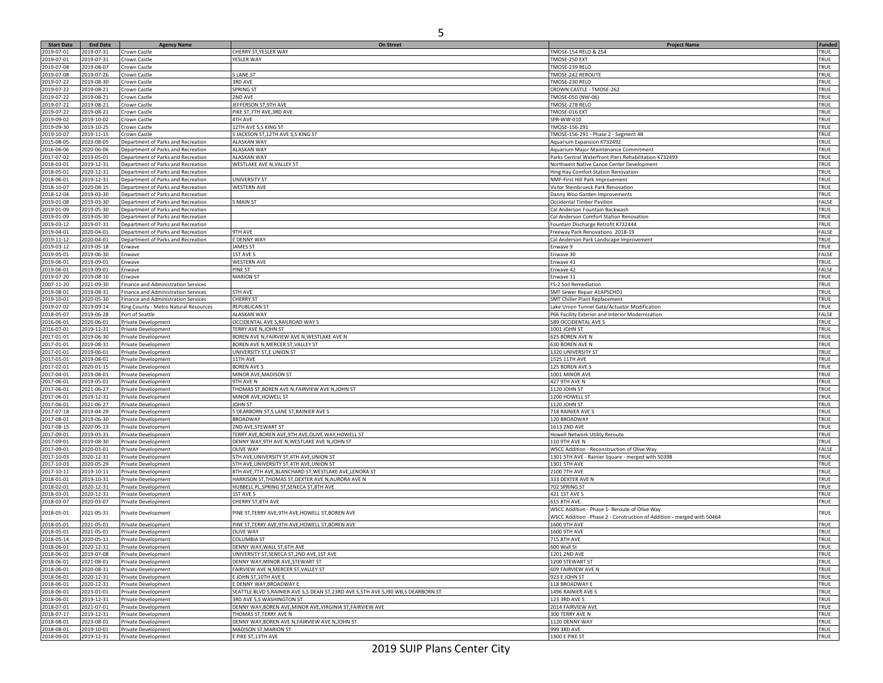| Start Date | End Date | Agency Name | On Street | Project Name | Funded |
|---|---|---|---|---|---|
| 2019-07-01 | 2019-07-31 | Crown Castle | CHERRY ST,YESLER WAY | TMOSE-154 RELO & 254 | TRUE |
| 2019-07-01 | 2019-07-31 | Crown Castle | YESLER WAY | TMOSE-250 EXT | TRUE |
| 2019-07-08 | 2019-08-07 | Crown Castle | | TMOSE-239 RELO | TRUE |
| 2019-07-08 | 2019-07-26 | Crown Castle | S LANE ST | TMOSE-242 REROUTE | TRUE |
| 2019-07-22 | 2019-08-30 | Crown Castle | 3RD AVE | TMOSE-230 RELO | TRUE |
| 2019-07-22 | 2019-08-21 | Crown Castle | SPRING ST | CROWN CASTLE - TMOSE-262 | TRUE |
| 2019-07-22 | 2019-08-21 | Crown Castle | 2ND AVE | TMOSE-050 (NW-06) | TRUE |
| 2019-07-22 | 2019-08-21 | Crown Castle | JEFFERSON ST,9TH AVE | TMOSE-278 RELO | TRUE |
| 2019-07-22 | 2019-08-21 | Crown Castle | PIKE ST,7TH AVE,3RD AVE | TMOSE-016 EXT | TRUE |
| 2019-09-02 | 2019-10-02 | Crown Castle | 4TH AVE | SPR-WW-010 | TRUE |
| 2019-09-30 | 2019-10-25 | Crown Castle | 12TH AVE S,S KING ST | TMOSE-156-291 | TRUE |
| 2019-10-07 | 2019-11-15 | Crown Castle | S JACKSON ST,12TH AVE S,S KING ST | TMOSE-156-291 - Phase 2 - Segment 4B | TRUE |
| 2015-08-05 | 2023-08-05 | Department of Parks and Recreation | ALASKAN WAY | Aquarium Expansion K732492 | TRUE |
| 2016-06-06 | 2020-06-06 | Department of Parks and Recreation | ALASKAN WAY | Aquarium Major Maintenance Commitment | TRUE |
| 2017-07-02 | 2019-05-01 | Department of Parks and Recreation | ALASKAN WAY | Parks Central Waterfront Piers Rehabilitation K732493 | TRUE |
| 2018-03-01 | 2019-12-31 | Department of Parks and Recreation | WESTLAKE AVE N,VALLEY ST | Northwest Native Canoe Center Development | TRUE |
| 2018-05-01 | 2020-12-31 | Department of Parks and Recreation | | Hing Hay Comfort Station Renovation | TRUE |
| 2018-06-01 | 2019-12-31 | Department of Parks and Recreation | UNIVERSITY ST | NMF-First Hill Park Improvement | TRUE |
| 2018-10-07 | 2020-08-15 | Department of Parks and Recreation | WESTERN AVE | Victor Steinbrueck Park Renovation | TRUE |
| 2018-12-04 | 2019-03-30 | Department of Parks and Recreation | | Danny Woo Garden Improvements | TRUE |
| 2019-01-08 | 2019-03-30 | Department of Parks and Recreation | S MAIN ST | Occidental Timber Pavilion | FALSE |
| 2019-01-09 | 2019-05-30 | Department of Parks and Recreation | | Cal Anderson Fountain Backwash | TRUE |
| 2019-01-09 | 2019-05-30 | Department of Parks and Recreation | | Cal Anderson Comfort Station Renovation | TRUE |
| 2019-03-12 | 2019-07-31 | Department of Parks and Recreation | | Fountain Discharge Retrofit K732444 | TRUE |
| 2019-04-01 | 2020-04-01 | Department of Parks and Recreation | 9TH AVE | Freeway Park Renovations 2018-19 | FALSE |
| 2019-11-12 | 2020-04-01 | Department of Parks and Recreation | E DENNY WAY | Cal Anderson Park Landscape Improvement | TRUE |
| 2019-03-12 | 2019-05-18 | Enwave | JAMES ST | Enwave 9 | TRUE |
| 2019-05-01 | 2019-06-30 | Enwave | 1ST AVE S | Enwave 30 | FALSE |
| 2019-06-01 | 2019-09-01 | Enwave | WESTERN AVE | Enwave 41 | TRUE |
| 2019-06-01 | 2019-09-01 | Enwave | PINE ST | Enwave 42 | FALSE |
| 2019-07-20 | 2019-08-10 | Enwave | MARION ST | Enwave 11 | TRUE |
| 2007-11-20 | 2021-09-30 | Finance and Administration Services | | FS-2 Soil Remediation | TRUE |
| 2019-08-01 | 2019-08-31 | Finance and Administration Services | 5TH AVE | SMT Sewer Repair A1APSCHD1 | TRUE |
| 2019-10-01 | 2020-05-30 | Finance and Administration Services | CHERRY ST | SMT Chiller Plant Replacement | TRUE |
| 2019-07-02 | 2019-09-14 | King County - Metro Natural Resources | REPUBLICAN ST | Lake Union Tunnel Gate/Actuator Modification | TRUE |
| 2018-05-07 | 2019-06-28 | Port of Seattle | ALASKAN WAY | P66 Facility Exterior and Interior Modernization | FALSE |
| 2016-06-01 | 2020-06-01 | Private Development | OCCIDENTAL AVE S,RAILROAD WAY S | 589 OCCIDENTAL AVE S | TRUE |
| 2016-07-01 | 2019-12-31 | Private Development | TERRY AVE N,JOHN ST | 1001 JOHN ST | TRUE |
| 2017-01-01 | 2019-06-30 | Private Development | BOREN AVE N,FAIRVIEW AVE N,WESTLAKE AVE N | 625 BOREN AVE N | TRUE |
| 2017-01-01 | 2019-08-31 | Private Development | BOREN AVE N,MERCER ST,VALLEY ST | 630 BOREN AVE N | TRUE |
| 2017-01-01 | 2019-06-01 | Private Development | UNIVERSITY ST,E UNION ST | 1320 UNIVERSITY ST | TRUE |
| 2017-01-01 | 2019-08-01 | Private Development | 11TH AVE | 1525 11TH AVE | TRUE |
| 2017-02-01 | 2020-01-15 | Private Development | BOREN AVE S | 125 BOREN AVE S | TRUE |
| 2017-04-01 | 2019-08-01 | Private Development | MINOR AVE,MADISON ST | 1001 MINOR AVE | TRUE |
| 2017-06-01 | 2019-05-01 | Private Development | 9TH AVE N | 427 9TH AVE N | TRUE |
| 2017-06-01 | 2021-06-27 | Private Development | THOMAS ST,BOREN AVE N,FAIRVIEW AVE N,JOHN ST | 1120 JOHN ST | TRUE |
| 2017-06-01 | 2019-12-31 | Private Development | MINOR AVE,HOWELL ST | 1200 HOWELL ST | TRUE |
| 2017-06-01 | 2021-06-27 | Private Development | JOHN ST | 1120 JOHN ST | TRUE |
| 2017-07-18 | 2019-04-29 | Private Development | S DEARBORN ST,S LANE ST,RAINIER AVE S | 718 RAINIER AVE S | TRUE |
| 2017-08-01 | 2019-06-30 | Private Development | BROADWAY | 120 BROADWAY | TRUE |
| 2017-08-15 | 2020-05-13 | Private Development | 2ND AVE,STEWART ST | 1613 2ND AVE | TRUE |
| 2017-09-01 | 2019-03-31 | Private Development | TERRY AVE,BOREN AVE,9TH AVE,OLIVE WAY,HOWELL ST | Howell Network Utility Reroute | TRUE |
| 2017-09-01 | 2019-08-30 | Private Development | DENNY WAY,9TH AVE N,WESTLAKE AVE N,JOHN ST | 110 9TH AVE N | TRUE |
| 2017-09-01 | 2020-03-01 | Private Development | OLIVE WAY | WSCC Addition - Reconstruction of Olive Way | FALSE |
| 2017-10-03 | 2020-12-31 | Private Development | 5TH AVE,UNIVERSITY ST,4TH AVE,UNION ST | 1301 5TH AVE - Rainier Square - merged with 50398 | TRUE |
| 2017-10-03 | 2020-05-29 | Private Development | 5TH AVE,UNIVERSITY ST,4TH AVE,UNION ST | 1301 5TH AVE | TRUE |
| 2017-10-11 | 2019-10-11 | Private Development | 8TH AVE,7TH AVE,BLANCHARD ST,WESTLAKE AVE,LENORA ST | 2100 7TH AVE | TRUE |
| 2018-01-01 | 2019-10-31 | Private Development | HARRISON ST,THOMAS ST,DEXTER AVE N,AURORA AVE N | 333 DEXTER AVE N | TRUE |
| 2018-02-01 | 2020-12-31 | Private Development | HUBBELL PL,SPRING ST,SENECA ST,8TH AVE | 702 SPRING ST | TRUE |
| 2018-03-01 | 2020-12-31 | Private Development | 1ST AVE S | 421 1ST AVE S | TRUE |
| 2018-03-07 | 2020-03-07 | Private Development | CHERRY ST,8TH AVE | 615 8TH AVE | TRUE |
| 2018-05-01 | 2021-05-31 | Private Development | PINE ST,TERRY AVE,9TH AVE,HOWELL ST,BOREN AVE | WSCC Addition - Phase 1- Reroute of Olive Way<br>WSCC Addition - Phase 2 - Construction of Addition - merged with 50464 | TRUE |
| 2018-05-01 | 2021-05-01 | Private Development | PINE ST,TERRY AVE,9TH AVE,HOWELL ST,BOREN AVE | 1600 9TH AVE | TRUE |
| 2018-05-01 | 2021-05-01 | Private Development | OLIVE WAY | 1600 9TH AVE | TRUE |
| 2018-05-14 | 2020-05-11 | Private Development | COLUMBIA ST | 715 8TH AVE | TRUE |
| 2018-06-01 | 2020-12-31 | Private Development | DENNY WAY,WALL ST,6TH AVE | 600 Wall St | TRUE |
| 2018-06-01 | 2019-07-08 | Private Development | UNIVERSITY ST,SENECA ST,2ND AVE,1ST AVE | 1201 2ND AVE | TRUE |
| 2018-06-01 | 2021-08-01 | Private Development | DENNY WAY,MINOR AVE,STEWART ST | 1200 STEWART ST | TRUE |
| 2018-06-01 | 2020-08-31 | Private Development | FAIRVIEW AVE N,MERCER ST,VALLEY ST | 609 FAIRVIEW AVE N | TRUE |
| 2018-06-01 | 2020-12-31 | Private Development | E JOHN ST,10TH AVE E | 923 E JOHN ST | TRUE |
| 2018-06-01 | 2020-12-31 | Private Development | E DENNY WAY,BROADWAY E | 118 BROADWAY E | TRUE |
| 2018-06-01 | 2023-01-01 | Private Development | SEATTLE BLVD S,RAINIER AVE S,S DEAN ST,23RD AVE S,5TH AVE S,I90 WB,S DEARBORN ST | 1496 RAINIER AVE S | TRUE |
| 2018-06-01 | 2019-12-31 | Private Development | 3RD AVE S,S WASHINGTON ST | 123 3RD AVE S | TRUE |
| 2018-07-01 | 2021-07-01 | Private Development | DENNY WAY,BOREN AVE,MINOR AVE,VIRGINIA ST,FAIRVIEW AVE | 2014 FAIRVIEW AVE | TRUE |
| 2018-07-17 | 2019-12-31 | Private Development | THOMAS ST,TERRY AVE N | 300 TERRY AVE N | TRUE |
| 2018-08-01 | 2023-08-01 | Private Development | DENNY WAY,BOREN AVE N,FAIRVIEW AVE N,JOHN ST | 1120 DENNY WAY | TRUE |
| 2018-08-01 | 2019-10-01 | Private Development | MADISON ST,MARION ST | 999 3RD AVE | TRUE |
| 2018-09-01 | 2019-12-31 | Private Development | E PIKE ST,13TH AVE | 1300 E PIKE ST | TRUE |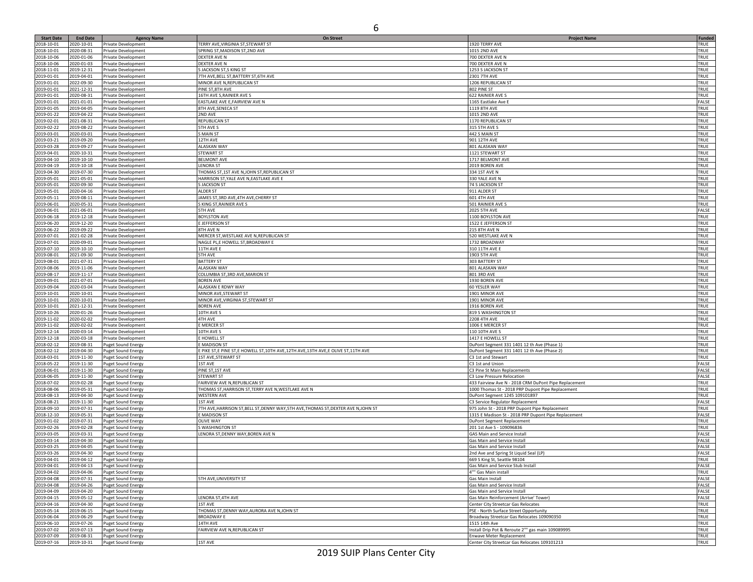| Start Date | End Date | Agency Name | On Street | Project Name | Funded |
| --- | --- | --- | --- | --- | --- |
| 2018-10-01 | 2020-10-01 | Private Development | TERRY AVE,VIRGINIA ST,STEWART ST | 1920 TERRY AVE | TRUE |
| 2018-10-01 | 2020-08-31 | Private Development | SPRING ST,MADISON ST,2ND AVE | 1015 2ND AVE | TRUE |
| 2018-10-06 | 2020-01-06 | Private Development | DEXTER AVE N | 700 DEXTER AVE N | TRUE |
| 2018-10-06 | 2020-01-03 | Private Development | DEXTER AVE N | 700 DEXTER AVE N | TRUE |
| 2018-11-01 | 2019-12-31 | Private Development | S JACKSON ST,S KING ST | 1253 S JACKSON ST | TRUE |
| 2019-01-01 | 2019-04-01 | Private Development | 7TH AVE,BELL ST,BATTERY ST,6TH AVE | 2301 7TH AVE | TRUE |
| 2019-01-01 | 2022-09-30 | Private Development | MINOR AVE N,REPUBLICAN ST | 1206 REPUBLICAN ST | TRUE |
| 2019-01-01 | 2021-12-31 | Private Development | PINE ST,8TH AVE | 802 PINE ST | TRUE |
| 2019-01-01 | 2020-08-31 | Private Development | 16TH AVE S,RAINIER AVE S | 622 RAINIER AVE S | TRUE |
| 2019-01-01 | 2021-01-01 | Private Development | EASTLAKE AVE E,FAIRVIEW AVE N | 1165 Eastlake Ave E | FALSE |
| 2019-01-05 | 2019-04-05 | Private Development | 8TH AVE,SENECA ST | 1119 8TH AVE | TRUE |
| 2019-01-22 | 2019-04-22 | Private Development | 2ND AVE | 1015 2ND AVE | TRUE |
| 2019-02-01 | 2021-08-31 | Private Development | REPUBLICAN ST | 1170 REPUBLICAN ST | TRUE |
| 2019-02-22 | 2019-08-22 | Private Development | 5TH AVE S | 315 5TH AVE S | TRUE |
| 2019-03-01 | 2020-03-01 | Private Development | S MAIN ST | 442 S MAIN ST | TRUE |
| 2019-03-21 | 2019-09-20 | Private Development | 12TH AVE | 901 12TH AVE | TRUE |
| 2019-03-28 | 2019-09-27 | Private Development | ALASKAN WAY | 801 ALASKAN WAY | TRUE |
| 2019-04-01 | 2020-10-31 | Private Development | STEWART ST | 1121 STEWART ST | TRUE |
| 2019-04-10 | 2019-10-10 | Private Development | BELMONT AVE | 1717 BELMONT AVE | TRUE |
| 2019-04-19 | 2019-10-18 | Private Development | LENORA ST | 2019 BOREN AVE | TRUE |
| 2019-04-30 | 2019-07-30 | Private Development | THOMAS ST,1ST AVE N,JOHN ST,REPUBLICAN ST | 334 1ST AVE N | TRUE |
| 2019-05-01 | 2021-05-01 | Private Development | HARRISON ST,YALE AVE N,EASTLAKE AVE E | 330 YALE AVE N | TRUE |
| 2019-05-01 | 2020-09-30 | Private Development | S JACKSON ST | 74 S JACKSON ST | TRUE |
| 2019-05-01 | 2020-04-16 | Private Development | ALDER ST | 911 ALDER ST | TRUE |
| 2019-05-11 | 2019-08-11 | Private Development | JAMES ST,3RD AVE,4TH AVE,CHERRY ST | 601 4TH AVE | TRUE |
| 2019-06-01 | 2020-05-31 | Private Development | S KING ST,RAINIER AVE S | 501 RAINIER AVE S | TRUE |
| 2019-06-01 | 2021-06-01 | Private Development | 5TH AVE | 2025 5TH AVE | FALSE |
| 2019-06-18 | 2019-12-18 | Private Development | BOYLSTON AVE | 1100 BOYLSTON AVE | TRUE |
| 2019-06-20 | 2019-12-20 | Private Development | E JEFFERSON ST | 1522 E JEFFERSON ST | TRUE |
| 2019-06-22 | 2019-09-22 | Private Development | 8TH AVE N | 215 8TH AVE N | TRUE |
| 2019-07-01 | 2021-02-28 | Private Development | MERCER ST,WESTLAKE AVE N,REPUBLICAN ST | 520 WESTLAKE AVE N | TRUE |
| 2019-07-01 | 2020-09-01 | Private Development | NAGLE PL,E HOWELL ST,BROADWAY E | 1732 BROADWAY | TRUE |
| 2019-07-10 | 2019-10-10 | Private Development | 11TH AVE E | 310 11TH AVE E | TRUE |
| 2019-08-01 | 2021-09-30 | Private Development | 5TH AVE | 1903 5TH AVE | TRUE |
| 2019-08-01 | 2021-07-31 | Private Development | BATTERY ST | 303 BATTERY ST | TRUE |
| 2019-08-06 | 2019-11-06 | Private Development | ALASKAN WAY | 801 ALASKAN WAY | TRUE |
| 2019-08-17 | 2019-11-17 | Private Development | COLUMBIA ST,3RD AVE,MARION ST | 801 3RD AVE | TRUE |
| 2019-09-01 | 2021-07-01 | Private Development | BOREN AVE | 1930 BOREN AVE | TRUE |
| 2019-09-04 | 2020-03-04 | Private Development | ALASKAN E RDWY WAY | 60 YESLER WAY | TRUE |
| 2019-10-01 | 2020-10-01 | Private Development | MINOR AVE,STEWART ST | 1901 MINOR AVE | TRUE |
| 2019-10-01 | 2020-10-01 | Private Development | MINOR AVE,VIRGINIA ST,STEWART ST | 1901 MINOR AVE | TRUE |
| 2019-10-01 | 2021-12-31 | Private Development | BOREN AVE | 1916 BOREN AVE | TRUE |
| 2019-10-26 | 2020-01-26 | Private Development | 10TH AVE S | 819 S WASHINGTON ST | TRUE |
| 2019-11-02 | 2020-02-02 | Private Development | 4TH AVE | 2208 4TH AVE | TRUE |
| 2019-11-02 | 2020-02-02 | Private Development | E MERCER ST | 1006 E MERCER ST | TRUE |
| 2019-12-14 | 2020-03-14 | Private Development | 10TH AVE S | 110 10TH AVE S | TRUE |
| 2019-12-18 | 2020-03-18 | Private Development | E HOWELL ST | 1417 E HOWELL ST | TRUE |
| 2018-02-12 | 2019-08-31 | Puget Sound Energy | E MADISON ST | DuPont Segment 331 1401 12 th Ave (Phase 1) | TRUE |
| 2018-02-12 | 2019-04-30 | Puget Sound Energy | E PIKE ST,E PINE ST,E HOWELL ST,10TH AVE,12TH AVE,13TH AVE,E OLIVE ST,11TH AVE | DuPont Segment 331 1401 12 th Ave (Phase 2) | TRUE |
| 2018-03-01 | 2019-11-30 | Puget Sound Energy | 1ST AVE,STEWART ST | C3 1st and Stewart | TRUE |
| 2018-05-22 | 2019-11-30 | Puget Sound Energy | 1ST AVE | C3 1st and Union | FALSE |
| 2018-06-01 | 2019-11-30 | Puget Sound Energy | PINE ST,1ST AVE | C3 Pine St Main Replacements | FALSE |
| 2018-06-05 | 2019-11-30 | Puget Sound Energy | STEWART ST | C3 Low Pressure Relocation | FALSE |
| 2018-07-02 | 2019-02-28 | Puget Sound Energy | FAIRVIEW AVE N,REPUBLICAN ST | 433 Fairview Ave N - 2018 CRM DuPont Pipe Replacement | TRUE |
| 2018-08-06 | 2019-05-31 | Puget Sound Energy | THOMAS ST,HARRISON ST,TERRY AVE N,WESTLAKE AVE N | 1000 Thomas St - 2018 PRP Dupont Pipe Replacement | TRUE |
| 2018-08-13 | 2019-04-30 | Puget Sound Energy | WESTERN AVE | DuPont Segment 1245 109101897 | TRUE |
| 2018-08-21 | 2019-11-30 | Puget Sound Energy | 1ST AVE | C3 Service Regulator Replacement | FALSE |
| 2018-09-10 | 2019-07-31 | Puget Sound Energy | 7TH AVE,HARRISON ST,BELL ST,DENNY WAY,5TH AVE,THOMAS ST,DEXTER AVE N,JOHN ST | 975 John St - 2018 PRP Dupont Pipe Replacement | TRUE |
| 2018-12-10 | 2019-05-31 | Puget Sound Energy | E MADISON ST | 1315 E Madison St - 2018 PRP Dupont Pipe Replacement | FALSE |
| 2019-01-02 | 2019-07-31 | Puget Sound Energy | OLIVE WAY | DuPont Segment Replacement | TRUE |
| 2019-02-26 | 2019-02-28 | Puget Sound Energy | S WASHINGTON ST | 201 1st Ave S - 109096836 | TRUE |
| 2019-03-05 | 2019-03-31 | Puget Sound Energy | LENORA ST,DENNY WAY,BOREN AVE N | GAS Main and Service Install | FALSE |
| 2019-03-14 | 2019-04-30 | Puget Sound Energy | | Gas Main and Service Install | FALSE |
| 2019-03-25 | 2019-04-05 | Puget Sound Energy | | Gas Main and Service Install | FALSE |
| 2019-03-26 | 2019-04-30 | Puget Sound Energy | | 2nd Ave and Spring St Liquid Seal (LP) | FALSE |
| 2019-04-01 | 2019-04-12 | Puget Sound Energy | | 669 S King St, Seattle 98104 | TRUE |
| 2019-04-01 | 2019-04-13 | Puget Sound Energy | | Gas Main and Service Stub Install | FALSE |
| 2019-04-02 | 2019-04-06 | Puget Sound Energy | | 4"" Gas Main install | TRUE |
| 2019-04-08 | 2019-07-31 | Puget Sound Energy | 5TH AVE,UNIVERSITY ST | Gas Main Install | FALSE |
| 2019-04-08 | 2019-04-26 | Puget Sound Energy | | Gas Main and Service Install | FALSE |
| 2019-04-09 | 2019-04-20 | Puget Sound Energy | | Gas Main and Service Install | FALSE |
| 2019-04-15 | 2019-05-12 | Puget Sound Energy | LENORA ST,4TH AVE | Gas Main Reinforcement (Arrive' Tower) | FALSE |
| 2019-04-16 | 2019-04-30 | Puget Sound Energy | 1ST AVE | Center City Streetcar Gas Relocates | TRUE |
| 2019-05-14 | 2019-06-15 | Puget Sound Energy | THOMAS ST,DENNY WAY,AURORA AVE N,JOHN ST | PSE - North Surface Street Opportunity | TRUE |
| 2019-06-04 | 2019-06-29 | Puget Sound Energy | BROADWAY E | Broadway Streetcar Gas Relocates 109090350 | TRUE |
| 2019-06-10 | 2019-07-26 | Puget Sound Energy | 14TH AVE | 1515 14th Ave | TRUE |
| 2019-07-02 | 2019-07-13 | Puget Sound Energy | FAIRVIEW AVE N,REPUBLICAN ST | Install Drip Pot & Reroute 2"" gas main 109089995 | TRUE |
| 2019-07-09 | 2019-08-31 | Puget Sound Energy | | Enwave Meter Replacement | TRUE |
| 2019-07-16 | 2019-10-31 | Puget Sound Energy | 1ST AVE | Center City Streetcar Gas Relocates 109101213 | TRUE |

2019 SUIP Plans Center City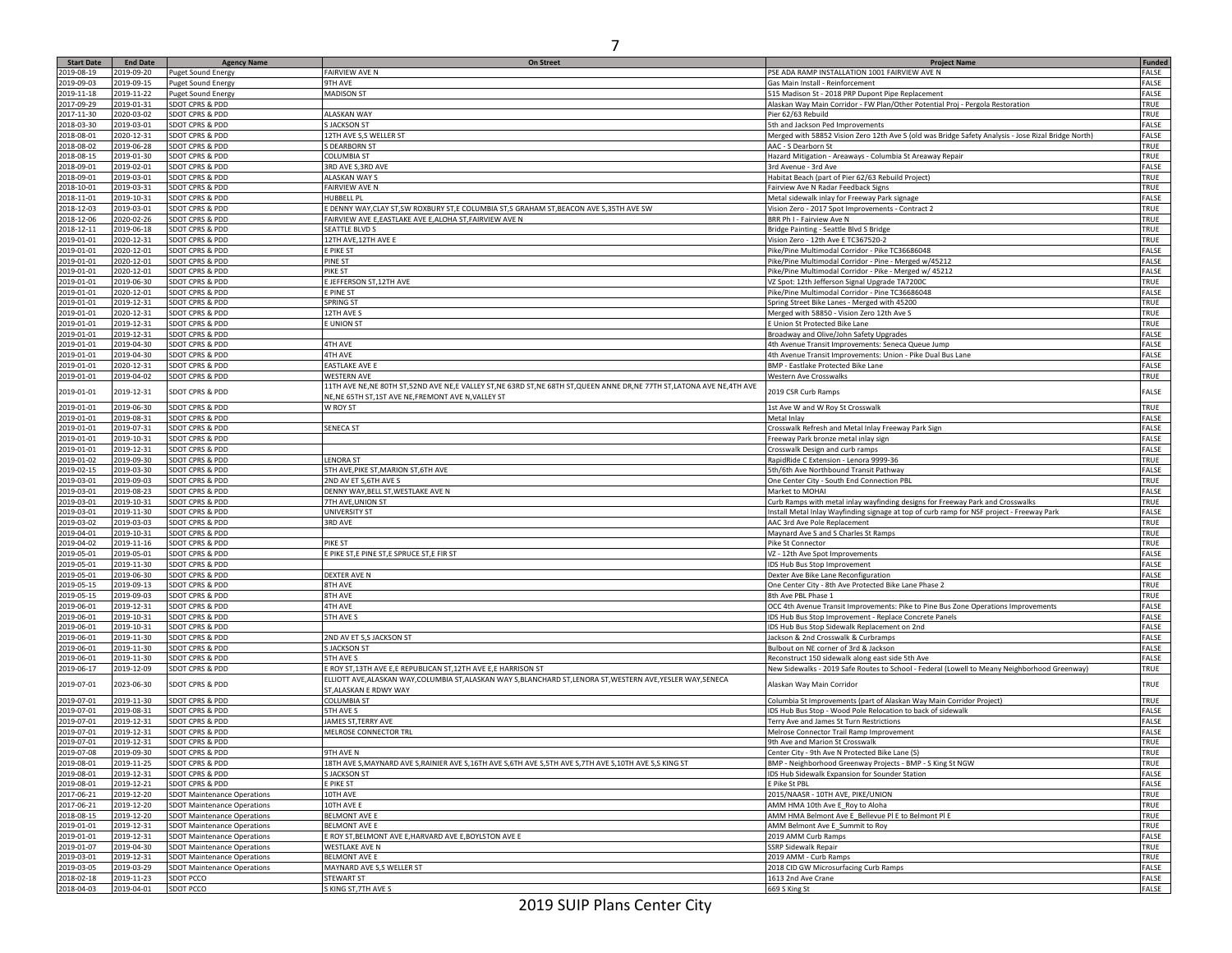| Start Date | End Date | Agency Name | On Street | Project Name | Funded |
| --- | --- | --- | --- | --- | --- |
| 2019-08-19 | 2019-09-20 | Puget Sound Energy | FAIRVIEW AVE N | PSE ADA RAMP INSTALLATION 1001 FAIRVIEW AVE N | FALSE |
| 2019-09-03 | 2019-09-15 | Puget Sound Energy | 9TH AVE | Gas Main Install - Reinforcement | FALSE |
| 2019-11-18 | 2019-11-22 | Puget Sound Energy | MADISON ST | 515 Madison St - 2018 PRP Dupont Pipe Replacement | FALSE |
| 2017-09-29 | 2019-01-31 | SDOT CPRS & PDD | | Alaskan Way Main Corridor - FW Plan/Other Potential Proj - Pergola Restoration | TRUE |
| 2017-11-30 | 2020-03-02 | SDOT CPRS & PDD | ALASKAN WAY | Pier 62/63 Rebuild | TRUE |
| 2018-03-30 | 2019-03-01 | SDOT CPRS & PDD | S JACKSON ST | 5th and Jackson Ped Improvements | FALSE |
| 2018-08-01 | 2020-12-31 | SDOT CPRS & PDD | 12TH AVE S,S WELLER ST | Merged with 58852 Vision Zero 12th Ave S (old was Bridge Safety Analysis - Jose Rizal Bridge North) | FALSE |
| 2018-08-02 | 2019-06-28 | SDOT CPRS & PDD | S DEARBORN ST | AAC - S Dearborn St | TRUE |
| 2018-08-15 | 2019-01-30 | SDOT CPRS & PDD | COLUMBIA ST | Hazard Mitigation - Areaways - Columbia St Areaway Repair | TRUE |
| 2018-09-01 | 2019-02-01 | SDOT CPRS & PDD | 3RD AVE S,3RD AVE | 3rd Avenue - 3rd Ave | FALSE |
| 2018-09-01 | 2019-03-01 | SDOT CPRS & PDD | ALASKAN WAY S | Habitat Beach (part of Pier 62/63 Rebuild Project) | TRUE |
| 2018-10-01 | 2019-03-31 | SDOT CPRS & PDD | FAIRVIEW AVE N | Fairview Ave N Radar Feedback Signs | TRUE |
| 2018-11-01 | 2019-10-31 | SDOT CPRS & PDD | HUBBELL PL | Metal sidewalk inlay for Freeway Park signage | FALSE |
| 2018-12-03 | 2019-03-01 | SDOT CPRS & PDD | E DENNY WAY,CLAY ST,SW ROXBURY ST,E COLUMBIA ST,S GRAHAM ST,BEACON AVE S,35TH AVE SW | Vision Zero - 2017 Spot Improvements - Contract 2 | TRUE |
| 2018-12-06 | 2020-02-26 | SDOT CPRS & PDD | FAIRVIEW AVE E,EASTLAKE AVE E,ALOHA ST,FAIRVIEW AVE N | BRR Ph I - Fairview Ave N | TRUE |
| 2018-12-11 | 2019-06-18 | SDOT CPRS & PDD | SEATTLE BLVD S | Bridge Painting - Seattle Blvd S Bridge | TRUE |
| 2019-01-01 | 2020-12-31 | SDOT CPRS & PDD | 12TH AVE,12TH AVE E | Vision Zero - 12th Ave E TC367520-2 | TRUE |
| 2019-01-01 | 2020-12-01 | SDOT CPRS & PDD | E PIKE ST | Pike/Pine Multimodal Corridor - Pike TC36686048 | FALSE |
| 2019-01-01 | 2020-12-01 | SDOT CPRS & PDD | PINE ST | Pike/Pine Multimodal Corridor - Pine - Merged w/45212 | FALSE |
| 2019-01-01 | 2020-12-01 | SDOT CPRS & PDD | PIKE ST | Pike/Pine Multimodal Corridor - Pike - Merged w/ 45212 | FALSE |
| 2019-01-01 | 2019-06-30 | SDOT CPRS & PDD | E JEFFERSON ST,12TH AVE | VZ Spot: 12th Jefferson Signal Upgrade TA7200C | TRUE |
| 2019-01-01 | 2020-12-01 | SDOT CPRS & PDD | E PINE ST | Pike/Pine Multimodal Corridor - Pine TC36686048 | FALSE |
| 2019-01-01 | 2019-12-31 | SDOT CPRS & PDD | SPRING ST | Spring Street Bike Lanes - Merged with 45200 | TRUE |
| 2019-01-01 | 2020-12-31 | SDOT CPRS & PDD | 12TH AVE S | Merged with 58850 - Vision Zero 12th Ave S | TRUE |
| 2019-01-01 | 2019-12-31 | SDOT CPRS & PDD | E UNION ST | E Union St Protected Bike Lane | TRUE |
| 2019-01-01 | 2019-12-31 | SDOT CPRS & PDD | | Broadway and Olive/John Safety Upgrades | FALSE |
| 2019-01-01 | 2019-04-30 | SDOT CPRS & PDD | 4TH AVE | 4th Avenue Transit Improvements: Seneca Queue Jump | FALSE |
| 2019-01-01 | 2019-04-30 | SDOT CPRS & PDD | 4TH AVE | 4th Avenue Transit Improvements: Union - Pike Dual Bus Lane | FALSE |
| 2019-01-01 | 2020-12-31 | SDOT CPRS & PDD | EASTLAKE AVE E | BMP - Eastlake Protected Bike Lane | FALSE |
| 2019-01-01 | 2019-04-02 | SDOT CPRS & PDD | WESTERN AVE | Western Ave Crosswalks | TRUE |
| 2019-01-01 | 2019-12-31 | SDOT CPRS & PDD | 11TH AVE NE,NE 80TH ST,52ND AVE NE,E VALLEY ST,NE 63RD ST,NE 68TH ST,QUEEN ANNE DR,NE 77TH ST,LATONA AVE NE,4TH AVE NE,NE 65TH ST,1ST AVE NE,FREMONT AVE N,VALLEY ST | 2019 CSR Curb Ramps | FALSE |
| 2019-01-01 | 2019-06-30 | SDOT CPRS & PDD | W ROY ST | 1st Ave W and W Roy St Crosswalk | TRUE |
| 2019-01-01 | 2019-08-31 | SDOT CPRS & PDD | | Metal Inlay | FALSE |
| 2019-01-01 | 2019-07-31 | SDOT CPRS & PDD | SENECA ST | Crosswalk Refresh and Metal Inlay Freeway Park Sign | FALSE |
| 2019-01-01 | 2019-10-31 | SDOT CPRS & PDD | | Freeway Park bronze metal inlay sign | FALSE |
| 2019-01-01 | 2019-12-31 | SDOT CPRS & PDD | | Crosswalk Design and curb ramps | FALSE |
| 2019-01-02 | 2019-09-30 | SDOT CPRS & PDD | LENORA ST | RapidRide C Extension - Lenora 9999-36 | TRUE |
| 2019-02-15 | 2019-03-30 | SDOT CPRS & PDD | 5TH AVE,PIKE ST,MARION ST,6TH AVE | 5th/6th Ave Northbound Transit Pathway | FALSE |
| 2019-03-01 | 2019-09-03 | SDOT CPRS & PDD | 2ND AV ET S,6TH AVE S | One Center City - South End Connection PBL | TRUE |
| 2019-03-01 | 2019-08-23 | SDOT CPRS & PDD | DENNY WAY,BELL ST,WESTLAKE AVE N | Market to MOHAI | FALSE |
| 2019-03-01 | 2019-10-31 | SDOT CPRS & PDD | 7TH AVE,UNION ST | Curb Ramps with metal inlay wayfinding designs for Freeway Park and Crosswalks | TRUE |
| 2019-03-01 | 2019-11-30 | SDOT CPRS & PDD | UNIVERSITY ST | Install Metal Inlay Wayfinding signage at top of curb ramp for NSF project - Freeway Park | FALSE |
| 2019-03-02 | 2019-03-03 | SDOT CPRS & PDD | 3RD AVE | AAC 3rd Ave Pole Replacement | TRUE |
| 2019-04-01 | 2019-10-31 | SDOT CPRS & PDD | | Maynard Ave S and S Charles St Ramps | TRUE |
| 2019-04-02 | 2019-11-16 | SDOT CPRS & PDD | PIKE ST | Pike St Connector | TRUE |
| 2019-05-01 | 2019-05-01 | SDOT CPRS & PDD | E PIKE ST,E PINE ST,E SPRUCE ST,E FIR ST | VZ - 12th Ave Spot Improvements | FALSE |
| 2019-05-01 | 2019-11-30 | SDOT CPRS & PDD | | IDS Hub Bus Stop Improvement | FALSE |
| 2019-05-01 | 2019-06-30 | SDOT CPRS & PDD | DEXTER AVE N | Dexter Ave Bike Lane Reconfiguration | FALSE |
| 2019-05-15 | 2019-09-13 | SDOT CPRS & PDD | 8TH AVE | One Center City - 8th Ave Protected Bike Lane Phase 2 | TRUE |
| 2019-05-15 | 2019-09-03 | SDOT CPRS & PDD | 8TH AVE | 8th Ave PBL Phase 1 | TRUE |
| 2019-06-01 | 2019-12-31 | SDOT CPRS & PDD | 4TH AVE | OCC 4th Avenue Transit Improvements: Pike to Pine Bus Zone Operations Improvements | FALSE |
| 2019-06-01 | 2019-10-31 | SDOT CPRS & PDD | 5TH AVE S | IDS Hub Bus Stop Improvement - Replace Concrete Panels | FALSE |
| 2019-06-01 | 2019-10-31 | SDOT CPRS & PDD | | IDS Hub Bus Stop Sidewalk Replacement on 2nd | FALSE |
| 2019-06-01 | 2019-11-30 | SDOT CPRS & PDD | 2ND AV ET S,S JACKSON ST | Jackson & 2nd Crosswalk & Curbramps | FALSE |
| 2019-06-01 | 2019-11-30 | SDOT CPRS & PDD | S JACKSON ST | Bulbout on NE corner of 3rd & Jackson | FALSE |
| 2019-06-01 | 2019-11-30 | SDOT CPRS & PDD | 5TH AVE S | Reconstruct 150 sidewalk along east side 5th Ave | FALSE |
| 2019-06-17 | 2019-12-09 | SDOT CPRS & PDD | E ROY ST,13TH AVE E,E REPUBLICAN ST,12TH AVE E,E HARRISON ST | New Sidewalks - 2019 Safe Routes to School - Federal (Lowell to Meany Neighborhood Greenway) | TRUE |
| 2019-07-01 | 2023-06-30 | SDOT CPRS & PDD | ELLIOTT AVE,ALASKAN WAY,COLUMBIA ST,ALASKAN WAY S,BLANCHARD ST,LENORA ST,WESTERN AVE,YESLER WAY,SENECA ST,ALASKAN E RDWY WAY | Alaskan Way Main Corridor | TRUE |
| 2019-07-01 | 2019-11-30 | SDOT CPRS & PDD | COLUMBIA ST | Columbia St Improvements (part of Alaskan Way Main Corridor Project) | TRUE |
| 2019-07-01 | 2019-08-31 | SDOT CPRS & PDD | 5TH AVE S | IDS Hub Bus Stop - Wood Pole Relocation to back of sidewalk | FALSE |
| 2019-07-01 | 2019-12-31 | SDOT CPRS & PDD | JAMES ST,TERRY AVE | Terry Ave and James St Turn Restrictions | FALSE |
| 2019-07-01 | 2019-12-31 | SDOT CPRS & PDD | MELROSE CONNECTOR TRL | Melrose Connector Trail Ramp Improvement | FALSE |
| 2019-07-01 | 2019-12-31 | SDOT CPRS & PDD | | 9th Ave and Marion St Crosswalk | TRUE |
| 2019-07-08 | 2019-09-30 | SDOT CPRS & PDD | 9TH AVE N | Center City - 9th Ave N Protected Bike Lane (S) | TRUE |
| 2019-08-01 | 2019-11-25 | SDOT CPRS & PDD | 18TH AVE S,MAYNARD AVE S,RAINIER AVE S,16TH AVE S,6TH AVE S,5TH AVE S,7TH AVE S,10TH AVE S,S KING ST | BMP - Neighborhood Greenway Projects - BMP - S King St NGW | TRUE |
| 2019-08-01 | 2019-12-31 | SDOT CPRS & PDD | S JACKSON ST | IDS Hub Sidewalk Expansion for Sounder Station | FALSE |
| 2019-08-01 | 2019-12-21 | SDOT CPRS & PDD | E PIKE ST | E Pike St PBL | FALSE |
| 2017-06-21 | 2019-12-20 | SDOT Maintenance Operations | 10TH AVE | 2015/NAASR - 10TH AVE, PIKE/UNION | TRUE |
| 2017-06-21 | 2019-12-20 | SDOT Maintenance Operations | 10TH AVE E | AMM HMA 10th Ave E_Roy to Aloha | TRUE |
| 2018-08-15 | 2019-12-20 | SDOT Maintenance Operations | BELMONT AVE E | AMM HMA Belmont Ave E_Bellevue Pl E to Belmont Pl E | TRUE |
| 2019-01-01 | 2019-12-31 | SDOT Maintenance Operations | BELMONT AVE E | AMM Belmont Ave E_Summit to Roy | TRUE |
| 2019-01-01 | 2019-12-31 | SDOT Maintenance Operations | E ROY ST,BELMONT AVE E,HARVARD AVE E,BOYLSTON AVE E | 2019 AMM Curb Ramps | FALSE |
| 2019-01-07 | 2019-04-30 | SDOT Maintenance Operations | WESTLAKE AVE N | SSRP Sidewalk Repair | TRUE |
| 2019-03-01 | 2019-12-31 | SDOT Maintenance Operations | BELMONT AVE E | 2019 AMM - Curb Ramps | TRUE |
| 2019-03-05 | 2019-03-29 | SDOT Maintenance Operations | MAYNARD AVE S,S WELLER ST | 2018 CID GW Microsurfacing Curb Ramps | FALSE |
| 2018-02-18 | 2019-11-23 | SDOT PCCO | STEWART ST | 1613 2nd Ave Crane | FALSE |
| 2018-04-03 | 2019-04-01 | SDOT PCCO | S KING ST,7TH AVE S | 669 S King St | FALSE |

2019 SUIP Plans Center City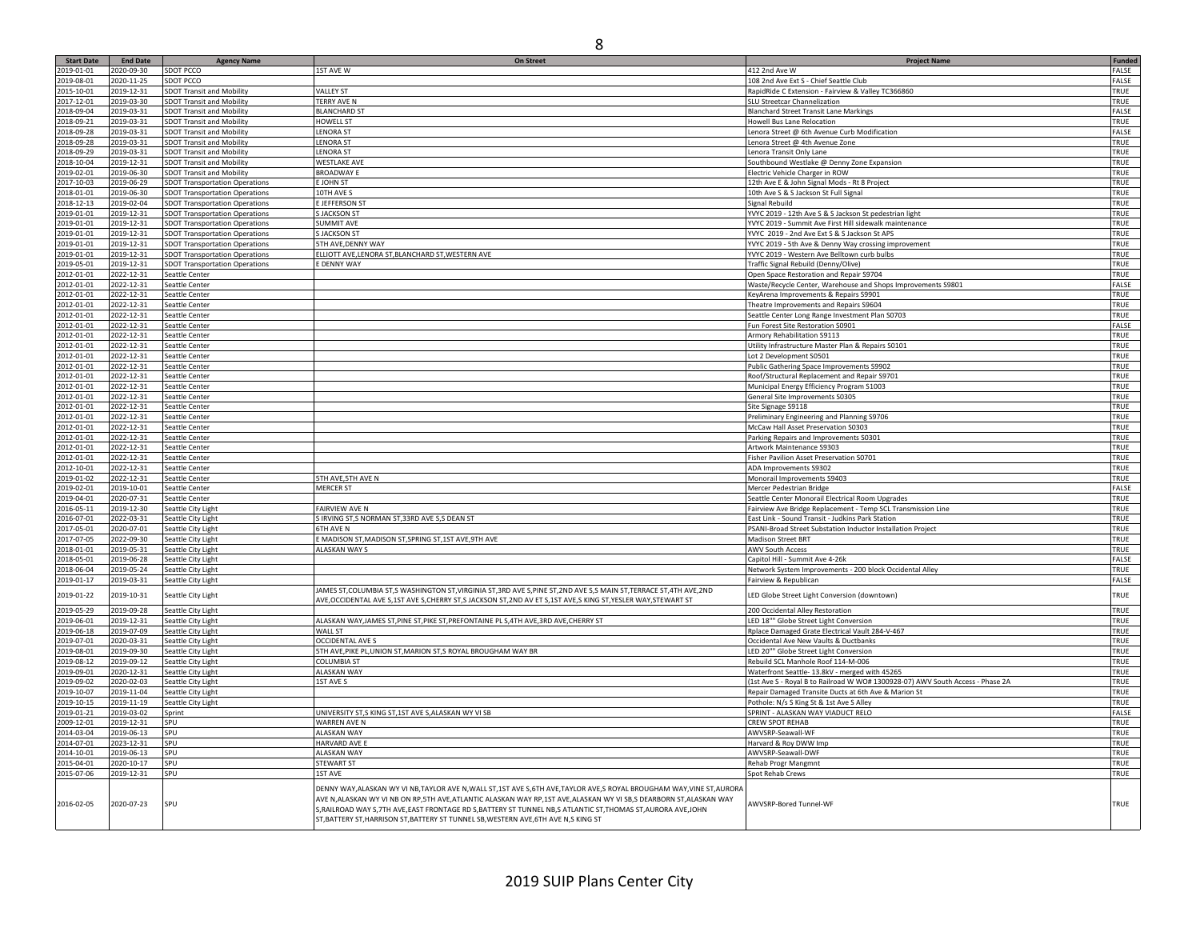| Start Date | End Date | Agency Name | On Street | Project Name | Funded |
|---|---|---|---|---|---|
| 2019-01-01 | 2020-09-30 | SDOT PCCO | 1ST AVE W | 412 2nd Ave W | FALSE |
| 2019-08-01 | 2020-11-25 | SDOT PCCO | | 108 2nd Ave Ext S - Chief Seattle Club | FALSE |
| 2015-10-01 | 2019-12-31 | SDOT Transit and Mobility | VALLEY ST | RapidRide C Extension - Fairview & Valley TC366860 | TRUE |
| 2017-12-01 | 2019-03-30 | SDOT Transit and Mobility | TERRY AVE N | SLU Streetcar Channelization | TRUE |
| 2018-09-04 | 2019-03-31 | SDOT Transit and Mobility | BLANCHARD ST | Blanchard Street Transit Lane Markings | FALSE |
| 2018-09-21 | 2019-03-31 | SDOT Transit and Mobility | HOWELL ST | Howell Bus Lane Relocation | TRUE |
| 2018-09-28 | 2019-03-31 | SDOT Transit and Mobility | LENORA ST | Lenora Street @ 6th Avenue Curb Modification | FALSE |
| 2018-09-28 | 2019-03-31 | SDOT Transit and Mobility | LENORA ST | Lenora Street @ 4th Avenue Zone | TRUE |
| 2018-09-29 | 2019-03-31 | SDOT Transit and Mobility | LENORA ST | Lenora Transit Only Lane | TRUE |
| 2018-10-04 | 2019-12-31 | SDOT Transit and Mobility | WESTLAKE AVE | Southbound Westlake @ Denny Zone Expansion | TRUE |
| 2019-02-01 | 2019-06-30 | SDOT Transit and Mobility | BROADWAY E | Electric Vehicle Charger in ROW | TRUE |
| 2017-10-03 | 2019-06-29 | SDOT Transportation Operations | E JOHN ST | 12th Ave E & John Signal Mods - Rt 8 Project | TRUE |
| 2018-01-01 | 2019-06-30 | SDOT Transportation Operations | 10TH AVE S | 10th Ave S & S Jackson St Full Signal | TRUE |
| 2018-12-13 | 2019-02-04 | SDOT Transportation Operations | E JEFFERSON ST | Signal Rebuild | TRUE |
| 2019-01-01 | 2019-12-31 | SDOT Transportation Operations | S JACKSON ST | YVYC 2019 - 12th Ave S & S Jackson St pedestrian light | TRUE |
| 2019-01-01 | 2019-12-31 | SDOT Transportation Operations | SUMMIT AVE | YVYC 2019 - Summit Ave First Hill sidewalk maintenance | TRUE |
| 2019-01-01 | 2019-12-31 | SDOT Transportation Operations | S JACKSON ST | YVYC 2019 - 2nd Ave Ext S & S Jackson St APS | TRUE |
| 2019-01-01 | 2019-12-31 | SDOT Transportation Operations | 5TH AVE,DENNY WAY | YVYC 2019 - 5th Ave & Denny Way crossing improvement | TRUE |
| 2019-01-01 | 2019-12-31 | SDOT Transportation Operations | ELLIOTT AVE,LENORA ST,BLANCHARD ST,WESTERN AVE | YVYC 2019 - Western Ave Belltown curb bulbs | TRUE |
| 2019-05-01 | 2019-12-31 | SDOT Transportation Operations | E DENNY WAY | Traffic Signal Rebuild (Denny/Olive) | TRUE |
| 2012-01-01 | 2022-12-31 | Seattle Center | | Open Space Restoration and Repair S9704 | TRUE |
| 2012-01-01 | 2022-12-31 | Seattle Center | | Waste/Recycle Center, Warehouse and Shops Improvements S9801 | FALSE |
| 2012-01-01 | 2022-12-31 | Seattle Center | | KeyArena Improvements & Repairs S9901 | TRUE |
| 2012-01-01 | 2022-12-31 | Seattle Center | | Theatre Improvements and Repairs S9604 | TRUE |
| 2012-01-01 | 2022-12-31 | Seattle Center | | Seattle Center Long Range Investment Plan S0703 | TRUE |
| 2012-01-01 | 2022-12-31 | Seattle Center | | Fun Forest Site Restoration S0901 | FALSE |
| 2012-01-01 | 2022-12-31 | Seattle Center | | Armory Rehabilitation S9113 | TRUE |
| 2012-01-01 | 2022-12-31 | Seattle Center | | Utility Infrastructure Master Plan & Repairs S0101 | TRUE |
| 2012-01-01 | 2022-12-31 | Seattle Center | | Lot 2 Development S0501 | TRUE |
| 2012-01-01 | 2022-12-31 | Seattle Center | | Public Gathering Space Improvements S9902 | TRUE |
| 2012-01-01 | 2022-12-31 | Seattle Center | | Roof/Structural Replacement and Repair S9701 | TRUE |
| 2012-01-01 | 2022-12-31 | Seattle Center | | Municipal Energy Efficiency Program S1003 | TRUE |
| 2012-01-01 | 2022-12-31 | Seattle Center | | General Site Improvements S0305 | TRUE |
| 2012-01-01 | 2022-12-31 | Seattle Center | | Site Signage S9118 | TRUE |
| 2012-01-01 | 2022-12-31 | Seattle Center | | Preliminary Engineering and Planning S9706 | TRUE |
| 2012-01-01 | 2022-12-31 | Seattle Center | | McCaw Hall Asset Preservation S0303 | TRUE |
| 2012-01-01 | 2022-12-31 | Seattle Center | | Parking Repairs and Improvements S0301 | TRUE |
| 2012-01-01 | 2022-12-31 | Seattle Center | | Artwork Maintenance S9303 | TRUE |
| 2012-01-01 | 2022-12-31 | Seattle Center | | Fisher Pavilion Asset Preservation S0701 | TRUE |
| 2012-10-01 | 2022-12-31 | Seattle Center | | ADA Improvements S9302 | TRUE |
| 2019-01-02 | 2022-12-31 | Seattle Center | 5TH AVE,5TH AVE N | Monorail Improvements S9403 | TRUE |
| 2019-02-01 | 2019-10-01 | Seattle Center | MERCER ST | Mercer Pedestrian Bridge | FALSE |
| 2019-04-01 | 2020-07-31 | Seattle Center | | Seattle Center Monorail Electrical Room Upgrades | TRUE |
| 2016-05-11 | 2019-12-30 | Seattle City Light | FAIRVIEW AVE N | Fairview Ave Bridge Replacement - Temp SCL Transmission Line | TRUE |
| 2016-07-01 | 2022-03-31 | Seattle City Light | S IRVING ST,S NORMAN ST,33RD AVE S,S DEAN ST | East Link - Sound Transit - Judkins Park Station | TRUE |
| 2017-05-01 | 2020-07-01 | Seattle City Light | 6TH AVE N | PSANI-Broad Street Substation Inductor Installation Project | TRUE |
| 2017-07-05 | 2022-09-30 | Seattle City Light | E MADISON ST,MADISON ST,SPRING ST,1ST AVE,9TH AVE | Madison Street BRT | TRUE |
| 2018-01-01 | 2019-05-31 | Seattle City Light | ALASKAN WAY S | AWV South Access | TRUE |
| 2018-05-01 | 2019-06-28 | Seattle City Light | | Capitol Hill - Summit Ave 4-26k | FALSE |
| 2018-06-04 | 2019-05-24 | Seattle City Light | | Network System Improvements - 200 block Occidental Alley | TRUE |
| 2019-01-17 | 2019-03-31 | Seattle City Light | | Fairview & Republican | FALSE |
| 2019-01-22 | 2019-10-31 | Seattle City Light | JAMES ST,COLUMBIA ST,S WASHINGTON ST,VIRGINIA ST,3RD AVE S,PINE ST,2ND AVE S,S MAIN ST,TERRACE ST,4TH AVE,2ND AVE,OCCIDENTAL AVE S,1ST AVE S,CHERRY ST,S JACKSON ST,2ND AV ET S,1ST AVE,S KING ST,YESLER WAY,STEWART ST | LED Globe Street Light Conversion (downtown) | TRUE |
| 2019-05-29 | 2019-09-28 | Seattle City Light | | 200 Occidental Alley Restoration | TRUE |
| 2019-06-01 | 2019-12-31 | Seattle City Light | ALASKAN WAY,JAMES ST,PINE ST,PIKE ST,PREFONTAINE PL S,4TH AVE,3RD AVE,CHERRY ST | LED 18"" Globe Street Light Conversion | TRUE |
| 2019-06-18 | 2019-07-09 | Seattle City Light | WALL ST | Rplace Damaged Grate Electrical Vault 284-V-467 | TRUE |
| 2019-07-01 | 2020-03-31 | Seattle City Light | OCCIDENTAL AVE S | Occidental Ave New Vaults & Ductbanks | TRUE |
| 2019-08-01 | 2019-09-30 | Seattle City Light | 5TH AVE,PIKE PL,UNION ST,MARION ST,S ROYAL BROUGHAM WAY BR | LED 20"" Globe Street Light Conversion | TRUE |
| 2019-08-12 | 2019-09-12 | Seattle City Light | COLUMBIA ST | Rebuild SCL Manhole Roof 114-M-006 | TRUE |
| 2019-09-01 | 2020-12-31 | Seattle City Light | ALASKAN WAY | Waterfront Seattle- 13.8kV - merged with 45265 | TRUE |
| 2019-09-02 | 2020-02-03 | Seattle City Light | 1ST AVE S | (1st Ave S - Royal B to Railroad W WO# 1300928-07) AWV South Access - Phase 2A | TRUE |
| 2019-10-07 | 2019-11-04 | Seattle City Light | | Repair Damaged Transite Ducts at 6th Ave & Marion St | TRUE |
| 2019-10-15 | 2019-11-19 | Seattle City Light | | Pothole: N/s S King St & 1st Ave S Alley | TRUE |
| 2019-01-21 | 2019-03-02 | Sprint | UNIVERSITY ST,S KING ST,1ST AVE S,ALASKAN WY VI SB | SPRINT - ALASKAN WAY VIADUCT RELO | FALSE |
| 2009-12-01 | 2019-12-31 | SPU | WARREN AVE N | CREW SPOT REHAB | TRUE |
| 2014-03-04 | 2019-06-13 | SPU | ALASKAN WAY | AWVSRP-Seawall-WF | TRUE |
| 2014-07-01 | 2023-12-31 | SPU | HARVARD AVE E | Harvard & Roy DWW Imp | TRUE |
| 2014-10-01 | 2019-06-13 | SPU | ALASKAN WAY | AWVSRP-Seawall-DWF | TRUE |
| 2015-04-01 | 2020-10-17 | SPU | STEWART ST | Rehab Progr Mangmnt | TRUE |
| 2015-07-06 | 2019-12-31 | SPU | 1ST AVE | Spot Rehab Crews | TRUE |
| 2016-02-05 | 2020-07-23 | SPU | DENNY WAY,ALASKAN WY VI NB,TAYLOR AVE N,WALL ST,1ST AVE S,6TH AVE,TAYLOR AVE,S ROYAL BROUGHAM WAY,VINE ST,AURORA AVE N,ALASKAN WY VI NB ON RP,5TH AVE,ATLANTIC ALASKAN WAY RP,1ST AVE,ALASKAN WY VI SB,S DEARBORN ST,ALASKAN WAY S,RAILROAD WAY S,7TH AVE,EAST FRONTAGE RD S,BATTERY ST TUNNEL NB,S ATLANTIC ST,THOMAS ST,AURORA AVE,JOHN ST,BATTERY ST,HARRISON ST,BATTERY ST TUNNEL SB,WESTERN AVE,6TH AVE N,S KING ST | AWVSRP-Bored Tunnel-WF | TRUE |

2019 SUIP Plans Center City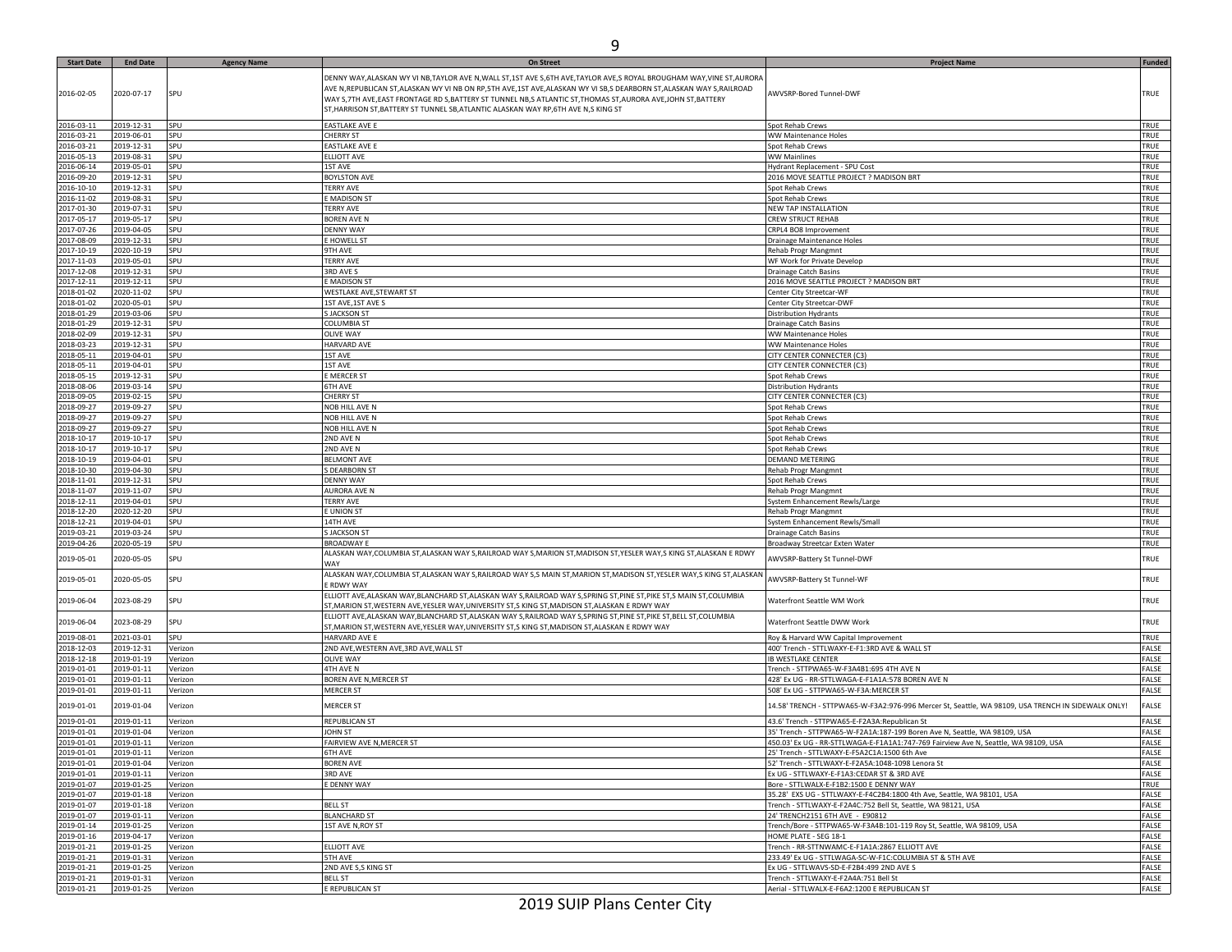| Start Date | End Date | Agency Name | On Street | Project Name | Funded |
|---|---|---|---|---|---|
| 2016-02-05 | 2020-07-17 | SPU | DENNY WAY,ALASKAN WY VI NB,TAYLOR AVE N,WALL ST,1ST AVE S,6TH AVE,TAYLOR AVE,S ROYAL BROUGHAM WAY,VINE ST,AURORA AVE N,REPUBLICAN ST,ALASKAN WY VI NB ON RP,5TH AVE,1ST AVE,ALASKAN WY VI SB,S DEARBORN ST,ALASKAN WAY S,RAILROAD WAY S,7TH AVE,EAST FRONTAGE RD S,BATTERY ST TUNNEL NB,S ATLANTIC ST,THOMAS ST,AURORA AVE,JOHN ST,BATTERY ST,HARRISON ST,BATTERY ST TUNNEL SB,ATLANTIC ALASKAN WAY RP,6TH AVE N,S KING ST | AWVSRP-Bored Tunnel-DWF | TRUE |
| 2016-03-11 | 2019-12-31 | SPU | EASTLAKE AVE E | Spot Rehab Crews | TRUE |
| 2016-03-21 | 2019-06-01 | SPU | CHERRY ST | WW Maintenance Holes | TRUE |
| 2016-03-21 | 2019-12-31 | SPU | EASTLAKE AVE E | Spot Rehab Crews | TRUE |
| 2016-05-13 | 2019-08-31 | SPU | ELLIOTT AVE | WW Mainlines | TRUE |
| 2016-06-14 | 2019-05-01 | SPU | 1ST AVE | Hydrant Replacement - SPU Cost | TRUE |
| 2016-09-20 | 2019-12-31 | SPU | BOYLSTON AVE | 2016 MOVE SEATTLE PROJECT ? MADISON BRT | TRUE |
| 2016-10-10 | 2019-12-31 | SPU | TERRY AVE | Spot Rehab Crews | TRUE |
| 2016-11-02 | 2019-08-31 | SPU | E MADISON ST | Spot Rehab Crews | TRUE |
| 2017-01-30 | 2019-07-31 | SPU | TERRY AVE | NEW TAP INSTALLATION | TRUE |
| 2017-05-17 | 2019-05-17 | SPU | BOREN AVE N | CREW STRUCT REHAB | TRUE |
| 2017-07-26 | 2019-04-05 | SPU | DENNY WAY | CRPL4 BO8 Improvement | TRUE |
| 2017-08-09 | 2019-12-31 | SPU | E HOWELL ST | Drainage Maintenance Holes | TRUE |
| 2017-10-19 | 2020-10-19 | SPU | 9TH AVE | Rehab Progr Mangmnt | TRUE |
| 2017-11-03 | 2019-05-01 | SPU | TERRY AVE | WF Work for Private Develop | TRUE |
| 2017-12-08 | 2019-12-31 | SPU | 3RD AVE S | Drainage Catch Basins | TRUE |
| 2017-12-11 | 2019-12-11 | SPU | E MADISON ST | 2016 MOVE SEATTLE PROJECT ? MADISON BRT | TRUE |
| 2018-01-02 | 2020-11-02 | SPU | WESTLAKE AVE,STEWART ST | Center City Streetcar-WF | TRUE |
| 2018-01-02 | 2020-05-01 | SPU | 1ST AVE,1ST AVE S | Center City Streetcar-DWF | TRUE |
| 2018-01-29 | 2019-03-06 | SPU | S JACKSON ST | Distribution Hydrants | TRUE |
| 2018-01-29 | 2019-12-31 | SPU | COLUMBIA ST | Drainage Catch Basins | TRUE |
| 2018-02-09 | 2019-12-31 | SPU | OLIVE WAY | WW Maintenance Holes | TRUE |
| 2018-03-23 | 2019-12-31 | SPU | HARVARD AVE | WW Maintenance Holes | TRUE |
| 2018-05-11 | 2019-04-01 | SPU | 1ST AVE | CITY CENTER CONNECTER (C3) | TRUE |
| 2018-05-11 | 2019-04-01 | SPU | 1ST AVE | CITY CENTER CONNECTER (C3) | TRUE |
| 2018-05-15 | 2019-12-31 | SPU | E MERCER ST | Spot Rehab Crews | TRUE |
| 2018-08-06 | 2019-03-14 | SPU | 6TH AVE | Distribution Hydrants | TRUE |
| 2018-09-05 | 2019-02-15 | SPU | CHERRY ST | CITY CENTER CONNECTER (C3) | TRUE |
| 2018-09-27 | 2019-09-27 | SPU | NOB HILL AVE N | Spot Rehab Crews | TRUE |
| 2018-09-27 | 2019-09-27 | SPU | NOB HILL AVE N | Spot Rehab Crews | TRUE |
| 2018-09-27 | 2019-09-27 | SPU | NOB HILL AVE N | Spot Rehab Crews | TRUE |
| 2018-10-17 | 2019-10-17 | SPU | 2ND AVE N | Spot Rehab Crews | TRUE |
| 2018-10-17 | 2019-10-17 | SPU | 2ND AVE N | Spot Rehab Crews | TRUE |
| 2018-10-19 | 2019-04-01 | SPU | BELMONT AVE | DEMAND METERING | TRUE |
| 2018-10-30 | 2019-04-30 | SPU | S DEARBORN ST | Rehab Progr Mangmnt | TRUE |
| 2018-11-01 | 2019-12-31 | SPU | DENNY WAY | Spot Rehab Crews | TRUE |
| 2018-11-07 | 2019-11-07 | SPU | AURORA AVE N | Rehab Progr Mangmnt | TRUE |
| 2018-12-11 | 2019-04-01 | SPU | TERRY AVE | System Enhancement Rewls/Large | TRUE |
| 2018-12-20 | 2020-12-20 | SPU | E UNION ST | Rehab Progr Mangmnt | TRUE |
| 2018-12-21 | 2019-04-01 | SPU | 14TH AVE | System Enhancement Rewls/Small | TRUE |
| 2019-03-21 | 2019-03-24 | SPU | S JACKSON ST | Drainage Catch Basins | TRUE |
| 2019-04-26 | 2020-05-19 | SPU | BROADWAY E | Broadway Streetcar Exten Water | TRUE |
| 2019-05-01 | 2020-05-05 | SPU | ALASKAN WAY,COLUMBIA ST,ALASKAN WAY S,RAILROAD WAY S,MARION ST,MADISON ST,YESLER WAY,S KING ST,ALASKAN E RDWY WAY | AWVSRP-Battery St Tunnel-DWF | TRUE |
| 2019-05-01 | 2020-05-05 | SPU | ALASKAN WAY,COLUMBIA ST,ALASKAN WAY S,RAILROAD WAY S,S MAIN ST,MARION ST,MADISON ST,YESLER WAY,S KING ST,ALASKAN E RDWY WAY | AWVSRP-Battery St Tunnel-WF | TRUE |
| 2019-06-04 | 2023-08-29 | SPU | ELLIOTT AVE,ALASKAN WAY,BLANCHARD ST,ALASKAN WAY S,RAILROAD WAY S,SPRING ST,PINE ST,PIKE ST,S MAIN ST,COLUMBIA ST,MARION ST,WESTERN AVE,YESLER WAY,UNIVERSITY ST,S KING ST,MADISON ST,ALASKAN E RDWY WAY | Waterfront Seattle WM Work | TRUE |
| 2019-06-04 | 2023-08-29 | SPU | ELLIOTT AVE,ALASKAN WAY,BLANCHARD ST,ALASKAN WAY S,RAILROAD WAY S,SPRING ST,PINE ST,PIKE ST,BELL ST,COLUMBIA ST,MARION ST,WESTERN AVE,YESLER WAY,UNIVERSITY ST,S KING ST,MADISON ST,ALASKAN E RDWY WAY | Waterfront Seattle DWW Work | TRUE |
| 2019-08-01 | 2021-03-01 | SPU | HARVARD AVE E | Roy & Harvard WW Capital Improvement | TRUE |
| 2018-12-03 | 2019-12-31 | Verizon | 2ND AVE,WESTERN AVE,3RD AVE,WALL ST | 400' Trench - STTLWAXY-E-F1:3RD AVE & WALL ST | FALSE |
| 2018-12-18 | 2019-01-19 | Verizon | OLIVE WAY | IB WESTLAKE CENTER | FALSE |
| 2019-01-01 | 2019-01-11 | Verizon | 4TH AVE N | Trench - STTPWA65-W-F3A4B1:695 4TH AVE N | FALSE |
| 2019-01-01 | 2019-01-11 | Verizon | BOREN AVE N,MERCER ST | 428' Ex UG - RR-STTLWAGA-E-F1A1A:578 BOREN AVE N | FALSE |
| 2019-01-01 | 2019-01-11 | Verizon | MERCER ST | 508' Ex UG - STTPWA65-W-F3A:MERCER ST | FALSE |
| 2019-01-01 | 2019-01-04 | Verizon | MERCER ST | 14.58' TRENCH - STTPWA65-W-F3A2:976-996 Mercer St, Seattle, WA 98109, USA TRENCH IN SIDEWALK ONLY! | FALSE |
| 2019-01-01 | 2019-01-11 | Verizon | REPUBLICAN ST | 43.6' Trench - STTPWA65-E-F2A3A:Republican St | FALSE |
| 2019-01-01 | 2019-01-04 | Verizon | JOHN ST | 35' Trench - STTPWA65-W-F2A1A:187-199 Boren Ave N, Seattle, WA 98109, USA | FALSE |
| 2019-01-01 | 2019-01-11 | Verizon | FAIRVIEW AVE N,MERCER ST | 450.03' Ex UG - RR-STTLWAGA-E-F1A1A1:747-769 Fairview Ave N, Seattle, WA 98109, USA | FALSE |
| 2019-01-01 | 2019-01-11 | Verizon | 6TH AVE | 25' Trench - STTLWAXY-E-F5A2C1A:1500 6th Ave | FALSE |
| 2019-01-01 | 2019-01-04 | Verizon | BOREN AVE | 52' Trench - STTLWAXY-E-F2A5A:1048-1098 Lenora St | FALSE |
| 2019-01-01 | 2019-01-11 | Verizon | 3RD AVE | Ex UG - STTLWAXY-E-F1A3:CEDAR ST & 3RD AVE | FALSE |
| 2019-01-07 | 2019-01-25 | Verizon | E DENNY WAY | Bore - STTLWALX-E-F1B2:1500 E DENNY WAY | TRUE |
| 2019-01-07 | 2019-01-18 | Verizon | | 35.28' EXS UG - STTLWAXY-E-F4C2B4:1800 4th Ave, Seattle, WA 98101, USA | FALSE |
| 2019-01-07 | 2019-01-18 | Verizon | BELL ST | Trench - STTLWAXY-E-F2A4C:752 Bell St, Seattle, WA 98121, USA | FALSE |
| 2019-01-07 | 2019-01-11 | Verizon | BLANCHARD ST | 24' TRENCH2151 6TH AVE - E90812 | FALSE |
| 2019-01-14 | 2019-01-25 | Verizon | 1ST AVE N,ROY ST | Trench/Bore - STTPWA65-W-F3A4B:101-119 Roy St, Seattle, WA 98109, USA | FALSE |
| 2019-01-16 | 2019-04-17 | Verizon | | HOME PLATE - SEG 18-1 | FALSE |
| 2019-01-21 | 2019-01-25 | Verizon | ELLIOTT AVE | Trench - RR-STTNWAMC-E-F1A1A:2867 ELLIOTT AVE | FALSE |
| 2019-01-21 | 2019-01-31 | Verizon | 5TH AVE | 233.49' Ex UG - STTLWAGA-SC-W-F1C:COLUMBIA ST & 5TH AVE | FALSE |
| 2019-01-21 | 2019-01-25 | Verizon | 2ND AVE S,S KING ST | Ex UG - STTLWAVS-SD-E-F2B4:499 2ND AVE S | FALSE |
| 2019-01-21 | 2019-01-31 | Verizon | BELL ST | Trench - STTLWAXY-E-F2A4A:751 Bell St | FALSE |
| 2019-01-21 | 2019-01-25 | Verizon | E REPUBLICAN ST | Aerial - STTLWALX-E-F6A2:1200 E REPUBLICAN ST | FALSE |

2019 SUIP Plans Center City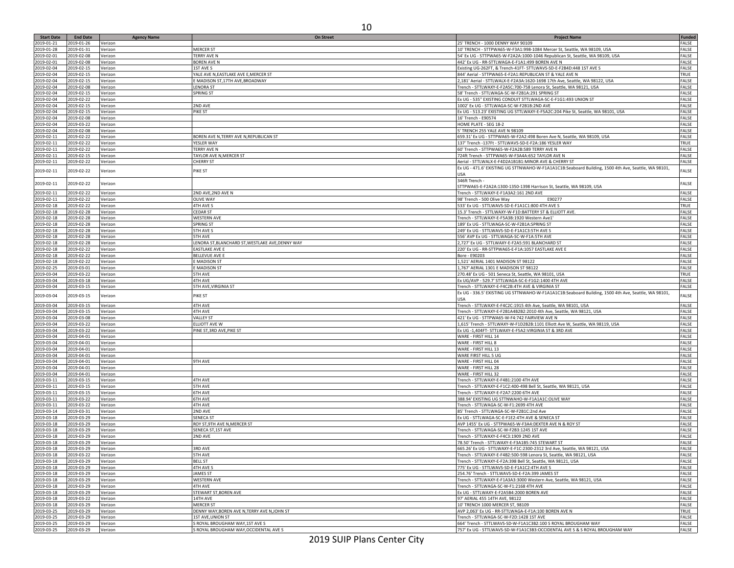| Start Date | End Date | Agency Name | On Street | Project Name | Funded |
|---|---|---|---|---|---|
| 2019-01-21 | 2019-01-26 | Verizon | | 25' TRENCH - 1000 DENNY WAY 90109 | FALSE |
| 2019-01-28 | 2019-01-31 | Verizon | MERCER ST | 10' TRENCH - STTPWA65-W-F3A1:998-1084 Mercer St, Seattle, WA 98109, USA | FALSE |
| 2019-02-01 | 2019-02-08 | Verizon | TERRY AVE N | 54' Ex UG - STTPWA65-W-F2A2A:1000-1046 Republican St, Seattle, WA 98109, USA | FALSE |
| 2019-02-01 | 2019-02-08 | Verizon | BOREN AVE N | 442' Ex UG - RR-STTLWAGA-E-F1A1:499 BOREN AVE N | FALSE |
| 2019-02-04 | 2019-02-15 | Verizon | 1ST AVE S | Existing UG-262FT, & Trench-41FT- STTLWAVS-SD-E-F2B4D:448 1ST AVE S | FALSE |
| 2019-02-04 | 2019-02-15 | Verizon | YALE AVE N,EASTLAKE AVE E,MERCER ST | 844' Aerial - STTPWA65-E-F2A1:REPUBLICAN ST & YALE AVE N | TRUE |
| 2019-02-04 | 2019-02-15 | Verizon | E MADISON ST,17TH AVE,BROADWAY | 2,181' Aerial - STTLWALX-E-F2A3A:1660-1698 17th Ave, Seattle, WA 98122, USA | FALSE |
| 2019-02-04 | 2019-02-08 | Verizon | LENORA ST | Trench - STTLWAXY-E-F2A5C:700-758 Lenora St, Seattle, WA 98121, USA | FALSE |
| 2019-02-04 | 2019-02-15 | Verizon | SPRING ST | 58' Trench - STTLWAGA-SC-W-F2B1A:291 SPRING ST | FALSE |
| 2019-02-04 | 2019-02-22 | Verizon | | Ex UG - 535" EXISTING CONDUIT STTLWAGA-SC-E-F1G1:493 UNION ST | FALSE |
| 2019-02-04 | 2019-02-15 | Verizon | 2ND AVE | 1002' Ex UG - STTLWAGA-SC-W-F2B1B:2ND AVE | FALSE |
| 2019-02-04 | 2019-02-15 | Verizon | PIKE ST | Ex UG - 513.23' EXISTING UG STTLWAXY-E-F5A2C:204 Pike St, Seattle, WA 98101, USA | FALSE |
| 2019-02-04 | 2019-02-08 | Verizon | | 16' Trench - E90574 | FALSE |
| 2019-02-04 | 2019-03-22 | Verizon | | HOME PLATE - SEG 18-2 | FALSE |
| 2019-02-04 | 2019-02-08 | Verizon | | 5' TRENCH 255 YALE AVE N 98109 | FALSE |
| 2019-02-11 | 2019-02-22 | Verizon | BOREN AVE N,TERRY AVE N,REPUBLICAN ST | 659.31' Ex UG - STTPWA65-W-F2A2:498 Boren Ave N, Seattle, WA 98109, USA | FALSE |
| 2019-02-11 | 2019-02-22 | Verizon | YESLER WAY | 137' Trench -137Ft - STTLWAVS-SD-E-F2A:186 YESLER WAY | TRUE |
| 2019-02-11 | 2019-02-22 | Verizon | TERRY AVE N | 60' Trench - STTPWA65-W-F2A2B:589 TERRY AVE N | FALSE |
| 2019-02-11 | 2019-02-15 | Verizon | TAYLOR AVE N,MERCER ST | 724ft Trench - STTPWA65-W-F3A4A:652 TAYLOR AVE N | FALSE |
| 2019-02-11 | 2019-02-22 | Verizon | CHERRY ST | Aerial - STTLWALX-E-F4D2A1B1B1:MINOR AVE & CHERRY ST | FALSE |
| 2019-02-11 | 2019-02-22 | Verizon | PIKE ST | Ex UG - 471.6' EXISTING UG STTNWAHO-W-F1A1A1C1B:Seaboard Building, 1500 4th Ave, Seattle, WA 98101, USA | FALSE |
| 2019-02-11 | 2019-02-22 | Verizon | | 346ft Trench - STTPWA65-E-F2A2A:1300-1350-1398 Harrison St, Seattle, WA 98109, USA | FALSE |
| 2019-02-11 | 2019-02-22 | Verizon | 2ND AVE,2ND AVE N | Trench - STTLWAXY-E-F1A3A2:161 2ND AVE | FALSE |
| 2019-02-11 | 2019-02-22 | Verizon | OLIVE WAY | 98' Trench - 500 Olive Way E90277 | FALSE |
| 2019-02-18 | 2019-02-22 | Verizon | 4TH AVE S | 533' Ex UG - STTLWAVS-SD-E-F1A1C1:800 4TH AVE S | TRUE |
| 2019-02-18 | 2019-02-28 | Verizon | CEDAR ST | 15.3' Trench - STTLWAXY-W-F1D:BATTERY ST & ELLIOTT AVE. | FALSE |
| 2019-02-18 | 2019-02-28 | Verizon | WESTERN AVE | Trench - STTLWAXY-E-F5A3B:1920 Western Ave1' | FALSE |
| 2019-02-18 | 2019-02-28 | Verizon | SPRING ST | 189' Ex UG - STTLWAGA-SC-W-F2B1A:SPRING ST | FALSE |
| 2019-02-18 | 2019-02-28 | Verizon | 5TH AVE S | 249' Ex UG - STTLWAVS-SD-E-F1A1C3:5TH AVE S | FALSE |
| 2019-02-18 | 2019-02-28 | Verizon | 5TH AVE | 556' AVP Ex UG - STTLWAGA-SC-W-F1A:5TH AVE | FALSE |
| 2019-02-18 | 2019-02-28 | Verizon | LENORA ST,BLANCHARD ST,WESTLAKE AVE,DENNY WAY | 2,727' Ex UG - STTLWAXY-E-F2A5:591 BLANCHARD ST | FALSE |
| 2019-02-18 | 2019-02-22 | Verizon | EASTLAKE AVE E | 220' Ex UG - RR-STTPWA65-E-F1A:1057 EASTLAKE AVE E | FALSE |
| 2019-02-18 | 2019-02-22 | Verizon | BELLEVUE AVE E | Bore - E90203 | FALSE |
| 2019-02-18 | 2019-02-22 | Verizon | E MADISON ST | 1,521' AERIAL 1401 MADISON ST 98122 | FALSE |
| 2019-02-25 | 2019-03-01 | Verizon | E MADISON ST | 1,767' AERIAL 1301 E MADISON ST 98122 | FALSE |
| 2019-03-04 | 2019-03-22 | Verizon | 5TH AVE | 270.48' Ex UG - 501 Seneca St, Seattle, WA 98101, USA | TRUE |
| 2019-03-04 | 2019-03-18 | Verizon | 4TH AVE | Ex UG/AVP - 529.7' STTLWAGA-SC-E-F1G2:1400 4TH AVE | FALSE |
| 2019-03-04 | 2019-03-15 | Verizon | 5TH AVE,VIRGINIA ST | Trench - STTLWAXY-E-F4C2B:4TH AVE & VIRGINIA ST | FALSE |
| 2019-03-04 | 2019-03-15 | Verizon | PIKE ST | Ex UG - 336.5' EXISTING UG STTNWAHO-W-F1A1A1C1B:Seaboard Building, 1500 4th Ave, Seattle, WA 98101, USA | FALSE |
| 2019-03-04 | 2019-03-15 | Verizon | 4TH AVE | Trench - STTLWAXY-E-F4C2C:1915 4th Ave, Seattle, WA 98101, USA | FALSE |
| 2019-03-04 | 2019-03-15 | Verizon | 4TH AVE | Trench - STTLWAXY-E-F2B1A4B2B2:2010 4th Ave, Seattle, WA 98121, USA | FALSE |
| 2019-03-04 | 2019-03-08 | Verizon | VALLEY ST | 421' Ex UG - STTPWA65-W-F4:742 FAIRVIEW AVE N | FALSE |
| 2019-03-04 | 2019-03-22 | Verizon | ELLIOTT AVE W | 1,615' Trench - STTLWAXY-W-F1D2B2B:1101 Elliott Ave W, Seattle, WA 98119, USA | FALSE |
| 2019-03-04 | 2019-03-22 | Verizon | PINE ST,3RD AVE,PIKE ST | Ex UG -1,404FT- STTLWAXY-E-F5A2:VIRGINIA ST & 3RD AVE | FALSE |
| 2019-03-04 | 2019-04-01 | Verizon | | WARE - FIRST HILL 14 | FALSE |
| 2019-03-04 | 2019-04-01 | Verizon | | WARE - FIRST HILL 8 | FALSE |
| 2019-03-04 | 2019-04-01 | Verizon | | WARE - FIRST HILL 13 | FALSE |
| 2019-03-04 | 2019-04-01 | Verizon | | WARE FIRST HILL 5 UG | FALSE |
| 2019-03-04 | 2019-04-01 | Verizon | 9TH AVE | WARE - FIRST HILL 04 | FALSE |
| 2019-03-04 | 2019-04-01 | Verizon | | WARE - FIRST HILL 28 | FALSE |
| 2019-03-04 | 2019-04-01 | Verizon | | WARE - FIRST HILL 32 | FALSE |
| 2019-03-11 | 2019-03-15 | Verizon | 4TH AVE | Trench - STTLWAXY-E-F4B1:2100 4TH AVE | FALSE |
| 2019-03-11 | 2019-03-15 | Verizon | 5TH AVE | Trench - STTLWAXY-E-F1C2:400-498 Bell St, Seattle, WA 98121, USA | FALSE |
| 2019-03-11 | 2019-03-15 | Verizon | 6TH AVE | Trench - STTLWAXY-E-F2A7:2200 6TH AVE | FALSE |
| 2019-03-11 | 2019-03-22 | Verizon | 6TH AVE | 388.94' EXISTING UG STTNWAHO-W-F1A1A1C:OLIVE WAY | FALSE |
| 2019-03-11 | 2019-03-22 | Verizon | 4TH AVE | Trench - STTLWAGA-SC-W-F1:2699 4TH AVE | FALSE |
| 2019-03-14 | 2019-03-31 | Verizon | 2ND AVE | 85' Trench - STTLWAGA-SC-W-F2B1C:2nd Ave | FALSE |
| 2019-03-18 | 2019-03-29 | Verizon | SENECA ST | Ex UG - STTLWAGA-SC-E-F1E2:4TH AVE & SENECA ST | FALSE |
| 2019-03-18 | 2019-03-29 | Verizon | ROY ST,9TH AVE N,MERCER ST | AVP 1455' Ex UG - STTPWA65-W-F3A4:DEXTER AVE N & ROY ST | FALSE |
| 2019-03-18 | 2019-03-29 | Verizon | SENECA ST,1ST AVE | Trench - STTLWAGA-SC-W-F2B3:1245 1ST AVE | FALSE |
| 2019-03-18 | 2019-03-29 | Verizon | 2ND AVE | Trench - STTLWAXY-E-F4C3:1909 2ND AVE | FALSE |
| 2019-03-18 | 2019-03-29 | Verizon | | 78.50' Trench - STTLWAXY-E-F3A1B5:745 STEWART ST | FALSE |
| 2019-03-18 | 2019-03-29 | Verizon | 3RD AVE | 665.26' Ex UG - STTLWAXY-E-F1C:2300-2312 3rd Ave, Seattle, WA 98121, USA | FALSE |
| 2019-03-18 | 2019-03-22 | Verizon | 5TH AVE | Trench - STTLWAXY-E-F4B2:500-598 Lenora St, Seattle, WA 98121, USA | FALSE |
| 2019-03-18 | 2019-03-29 | Verizon | BELL ST | Trench - STTLWAXY-E-F2A:398 Bell St, Seattle, WA 98121, USA | FALSE |
| 2019-03-18 | 2019-03-29 | Verizon | 4TH AVE S | 775' Ex UG - STTLWAVS-SD-E-F1A1C2:4TH AVE S | FALSE |
| 2019-03-18 | 2019-03-29 | Verizon | JAMES ST | 254.76' Trench - STTLWAVS-SD-E-F2A:399 JAMES ST | FALSE |
| 2019-03-18 | 2019-03-29 | Verizon | WESTERN AVE | Trench - STTLWAXY-E-F1A3A3:3000 Western Ave, Seattle, WA 98121, USA | FALSE |
| 2019-03-18 | 2019-03-29 | Verizon | 4TH AVE | Trench - STTLWAGA-SC-W-F1:2168 4TH AVE | FALSE |
| 2019-03-18 | 2019-03-29 | Verizon | STEWART ST,BOREN AVE | Ex UG - STTLWAXY-E-F2A5B4:2000 BOREN AVE | FALSE |
| 2019-03-18 | 2019-03-22 | Verizon | 14TH AVE | 97' AERIAL 455 14TH AVE, 98122 | FALSE |
| 2019-03-18 | 2019-03-29 | Verizon | MERCER ST | 10' TRENCH 1000 MERCER ST, 98109 | FALSE |
| 2019-03-25 | 2019-03-29 | Verizon | DENNY WAY,BOREN AVE N,TERRY AVE N,JOHN ST | AVP 2,063' Ex UG - RR-STTLWAGA-E-F1A:100 BOREN AVE N | TRUE |
| 2019-03-25 | 2019-03-29 | Verizon | 1ST AVE,UNION ST | Trench - STTLWAGA-SC-W-F2D:1428 1ST AVE | FALSE |
| 2019-03-25 | 2019-03-29 | Verizon | S ROYAL BROUGHAM WAY,1ST AVE S | 664' Trench - STTLWAVS-SD-W-F1A1C3B2:100 S ROYAL BROUGHAM WAY | FALSE |
| 2019-03-25 | 2019-03-29 | Verizon | S ROYAL BROUGHAM WAY,OCCIDENTAL AVE S | 757' Ex UG - STTLWAVS-SD-W-F1A1C3B3:OCCIDENTAL AVE S & S ROYAL BROUGHAM WAY | FALSE |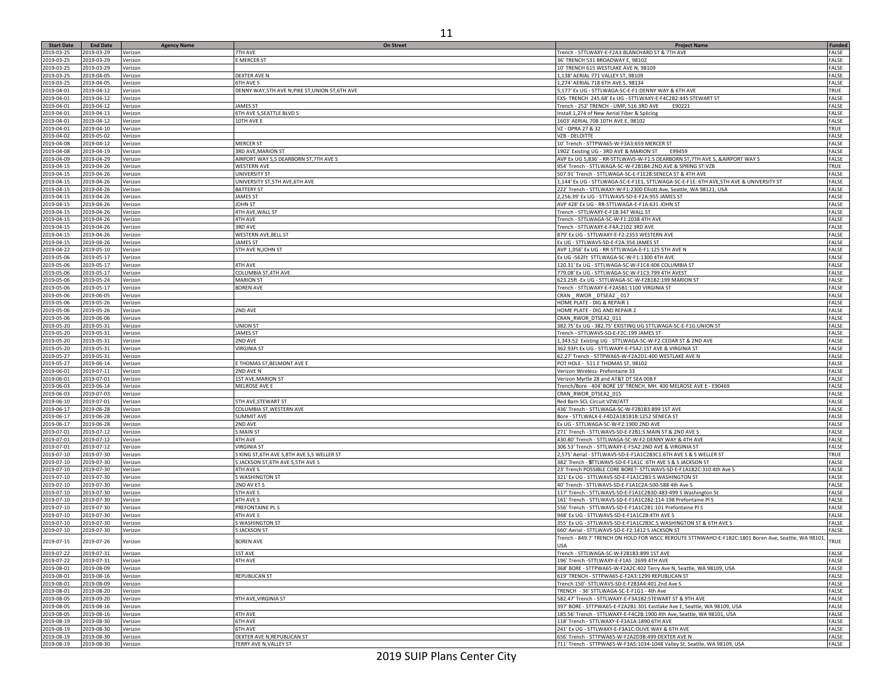| Start Date | End Date | Agency Name | On Street | Project Name | Funded |
|---|---|---|---|---|---|
| 2019-03-25 | 2019-03-29 | Verizon | 7TH AVE | Trench - STTLWAXY-E-F2A3:BLANCHARD ST & 7TH AVE | FALSE |
| 2019-03-25 | 2019-03-29 | Verizon | E MERCER ST | 36' TRENCH 531 BROADWAY E, 98102 | FALSE |
| 2019-03-25 | 2019-03-29 | Verizon | | 10' TRENCH 615 WESTLAKE AVE N, 98109 | FALSE |
| 2019-03-25 | 2019-04-05 | Verizon | DEXTER AVE N | 1,138' AERIAL 771 VALLEY ST, 98109 | FALSE |
| 2019-03-25 | 2019-04-05 | Verizon | 6TH AVE S | 1,274' AERIAL 718 6TH AVE S, 98134 | FALSE |
| 2019-04-01 | 2019-04-12 | Verizon | DENNY WAY,5TH AVE N,PIKE ST,UNION ST,6TH AVE | 5,177' Ex UG - STTLWAGA-SC-E-F1:DENNY WAY & 6TH AVE | TRUE |
| 2019-04-01 | 2019-04-12 | Verizon | | EXS- TRENCH 245.68' Ex UG - STTLWAXY-E-F4C2B2:445 STEWART ST | FALSE |
| 2019-04-01 | 2019-04-12 | Verizon | JAMES ST | Trench - 252' TRENCH - UMP, 516 3RD AVE E90221 | FALSE |
| 2019-04-01 | 2019-04-13 | Verizon | 6TH AVE S,SEATTLE BLVD S | Install 1,274 of New Aerial Fiber & Splicing | FALSE |
| 2019-04-01 | 2019-04-12 | Verizon | 10TH AVE E | 1603' AERIAL 708 10TH AVE E, 98102 | FALSE |
| 2019-04-01 | 2019-04-10 | Verizon | | VZ - OPRA 27 & 32 | TRUE |
| 2019-04-02 | 2019-05-02 | Verizon | | VZB - DELOITTE | FALSE |
| 2019-04-08 | 2019-04-12 | Verizon | MERCER ST | 10' Trench - STTPWA65-W-F3A3:659 MERCER ST | FALSE |
| 2019-04-08 | 2019-04-19 | Verizon | 3RD AVE,MARION ST | 1902' Existing UG - 3RD AVE & MARION ST E99459 | FALSE |
| 2019-04-09 | 2019-04-29 | Verizon | AIRPORT WAY S,S DEARBORN ST,7TH AVE S | AVP Ex UG 5,836' - RR-STTLWAVS-W-F1:S DEARBORN ST,7TH AVE S, &AIRPORT WAY S | FALSE |
| 2019-04-15 | 2019-04-26 | Verizon | WESTERN AVE | 954' Trench - STTLWAGA-SC-W-F2B1B4:2ND AVE & SPRING ST:VZB | TRUE |
| 2019-04-15 | 2019-04-26 | Verizon | UNIVERSITY ST | 507.91' Trench - STTLWAGA-SC-E-F1E2B:SENECA ST & 4TH AVE | FALSE |
| 2019-04-15 | 2019-04-26 | Verizon | UNIVERSITY ST,5TH AVE,6TH AVE | 1,144' Ex UG - STTLWAGA-SC-E-F1E1, STTLWAGA-SC-E-F1E: 6TH AVE,5TH AVE & UNIVERSITY ST | FALSE |
| 2019-04-15 | 2019-04-26 | Verizon | BATTERY ST | 222' Trench - STTLWAXY-W-F1:2300 Elliott Ave, Seattle, WA 98121, USA | FALSE |
| 2019-04-15 | 2019-04-26 | Verizon | JAMES ST | 2,256.39' Ex UG - STTLWAVS-SD-E-F2A:955 JAMES ST | FALSE |
| 2019-04-15 | 2019-04-26 | Verizon | JOHN ST | AVP 428' Ex UG - RR-STTLWAGA-E-F1A:631 JOHN ST | FALSE |
| 2019-04-15 | 2019-04-26 | Verizon | 4TH AVE,WALL ST | Trench - STTLWAXY-E-F1B:347 WALL ST | FALSE |
| 2019-04-15 | 2019-04-26 | Verizon | 4TH AVE | Trench - STTLWAGA-SC-W-F1:2038 4TH AVE | FALSE |
| 2019-04-15 | 2019-04-26 | Verizon | 3RD AVE | Trench - STTLWAXY-E-F4A:2102 3RD AVE | FALSE |
| 2019-04-15 | 2019-04-26 | Verizon | WESTERN AVE,BELL ST | 879' Ex UG - STTLWAXY-E-F2:2353 WESTERN AVE | FALSE |
| 2019-04-15 | 2019-04-26 | Verizon | JAMES ST | Ex UG - STTLWAVS-SD-E-F2A:354 JAMES ST | FALSE |
| 2019-04-22 | 2019-05-10 | Verizon | 5TH AVE N,JOHN ST | AVP 1,056' Ex UG - RR-STTLWAGA-E-F1:125 5TH AVE N | FALSE |
| 2019-05-06 | 2019-05-17 | Verizon | | Ex UG -562Ft STTLWAGA-SC-W-F1:1300 4TH AVE | FALSE |
| 2019-05-06 | 2019-05-17 | Verizon | 4TH AVE | 120.31' Ex UG - STTLWAGA-SC-W-F1C4:406 COLUMBIA ST | FALSE |
| 2019-05-06 | 2019-05-17 | Verizon | COLUMBIA ST,4TH AVE | 779.08' Ex UG - STTLWAGA-SC-W-F1C3:799 4TH AVEST | FALSE |
| 2019-05-06 | 2019-05-24 | Verizon | MARION ST | 623.25ft -Ex UG - STTLWAGA-SC-W-F2B1B2:199 MARION ST | FALSE |
| 2019-05-06 | 2019-05-17 | Verizon | BOREN AVE | Trench - STTLWAXY-E-F2A5B1:1100 VIRGINIA ST | FALSE |
| 2019-05-06 | 2019-06-05 | Verizon | | CRAN _ RWOR _ DTSEA2 _ 017 | FALSE |
| 2019-05-06 | 2019-05-26 | Verizon | | HOME PLATE - DIG & REPAIR 1 | FALSE |
| 2019-05-06 | 2019-05-26 | Verizon | 2ND AVE | HOME PLATE - DIG AND REPAIR 2 | FALSE |
| 2019-05-06 | 2019-06-06 | Verizon | | CRAN_RWOR_DTSEA2_011 | FALSE |
| 2019-05-20 | 2019-05-31 | Verizon | UNION ST | 382.75' Ex UG - 382.75' EXISTING UG STTLWAGA-SC-E-F1G:UNION ST | FALSE |
| 2019-05-20 | 2019-05-31 | Verizon | JAMES ST | Trench - STTLWAVS-SD-E-F2C:199 JAMES ST | FALSE |
| 2019-05-20 | 2019-05-31 | Verizon | 2ND AVE | 1,343.52 Existing UG - STTLWAGA-SC-W-F2:CEDAR ST & 2ND AVE | FALSE |
| 2019-05-20 | 2019-05-31 | Verizon | VIRGINIA ST | 362.93Ft Ex UG - STTLWAXY-E-F5A2:1ST AVE & VIRGINIA ST | FALSE |
| 2019-05-27 | 2019-05-31 | Verizon | | 62.27' Trench - STTPWA65-W-F2A2D1:400 WESTLAKE AVE N | FALSE |
| 2019-05-27 | 2019-06-14 | Verizon | E THOMAS ST,BELMONT AVE E | POT HOLE - 511 E THOMAS ST, 98102 | FALSE |
| 2019-06-01 | 2019-07-11 | Verizon | 2ND AVE N | Verizon Wireless- Prefontaine 33 | FALSE |
| 2019-06-01 | 2019-07-01 | Verizon | 1ST AVE,MARION ST | Verizon Myrtle 28 and AT&T DT SEA 008 F | FALSE |
| 2019-06-03 | 2019-06-14 | Verizon | MELROSE AVE E | Trench/Bore - 404' BORE 19' TRENCH, MH. 400 MELROSE AVE E - E90469 | FALSE |
| 2019-06-03 | 2019-07-03 | Verizon | | CRAN_RWOR_DTSEA2_015 | FALSE |
| 2019-06-10 | 2019-07-01 | Verizon | 5TH AVE,STEWART ST | Red Barn SCL Circuit VZW/ATT | FALSE |
| 2019-06-17 | 2019-06-28 | Verizon | COLUMBIA ST,WESTERN AVE | 436' Trench - STTLWAGA-SC-W-F2B1B3:899 1ST AVE | FALSE |
| 2019-06-17 | 2019-06-28 | Verizon | SUMMIT AVE | Bore - STTLWALX-E-F4D2A1B1B1B:1252 SENECA ST | FALSE |
| 2019-06-17 | 2019-06-28 | Verizon | 2ND AVE | Ex UG - STTLWAGA-SC-W-F2:1900 2ND AVE | FALSE |
| 2019-07-01 | 2019-07-12 | Verizon | S MAIN ST | 271' Trench - STTLWAVS-SD-E-F2B1:S MAIN ST & 2ND AVE S | FALSE |
| 2019-07-01 | 2019-07-12 | Verizon | 4TH AVE | 430.80' Trench - STTLWAGA-SC-W-F2:DENNY WAY & 4TH AVE | FALSE |
| 2019-07-01 | 2019-07-12 | Verizon | VIRGINIA ST | 306.53' Trench - STTLWAXY-E-F5A2:2ND AVE & VIRGINIA ST | FALSE |
| 2019-07-10 | 2019-07-30 | Verizon | S KING ST,6TH AVE S,8TH AVE S,S WELLER ST | 2,575' Aerial - STTLWAVS-SD-E-F1A1C2B3C1:6TH AVE S & S WELLER ST | TRUE |
| 2019-07-10 | 2019-07-30 | Verizon | S JACKSON ST,6TH AVE S,5TH AVE S | 382' Trench - STTLWAVS-SD-E-F1A1C :6TH AVE S & S JACKSON ST | FALSE |
| 2019-07-10 | 2019-07-30 | Verizon | 4TH AVE S | 23' Trench POSSIBLE CORE BORE?- STTLWAVS-SD-E-F1A1B2C:310 4th Ave S | FALSE |
| 2019-07-10 | 2019-07-30 | Verizon | S WASHINGTON ST | 321' Ex UG - STTLWAVS-SD-E-F1A1C2B3:S WASHINGTON ST | FALSE |
| 2019-07-10 | 2019-07-30 | Verizon | 2ND AV ET S | 40' Trench - STTLWAVS-SD-E-F1A1C2A:500-588 4th Ave S | FALSE |
| 2019-07-10 | 2019-07-30 | Verizon | 5TH AVE S | 117' Trench - STTLWAVS-SD-E-F1A1C2B3D:483-499 S Washington St | FALSE |
| 2019-07-10 | 2019-07-30 | Verizon | 4TH AVE S | 161' Trench - STTLWAVS-SD-E-F1A1C2B2:114-198 Prefontaine Pl S | FALSE |
| 2019-07-10 | 2019-07-30 | Verizon | PREFONTAINE PL S | 556' Trench - STTLWAVS-SD-E-F1A1C2B1:101 Prefontaine Pl S | FALSE |
| 2019-07-10 | 2019-07-30 | Verizon | 4TH AVE S | 948' Ex UG - STTLWAVS-SD-E-F1A1C2B:4TH AVE S | FALSE |
| 2019-07-10 | 2019-07-30 | Verizon | S WASHINGTON ST | 355' Ex UG - STTLWAVS-SD-E-F1A1C2B3C:S WASHINGTON ST & 6TH AVE S | FALSE |
| 2019-07-10 | 2019-07-30 | Verizon | S JACKSON ST | 660' Aerial - STTLWAVS-SD-E-F2:1412 S JACKSON ST | FALSE |
| 2019-07-15 | 2019-07-26 | Verizon | BOREN AVE | Trench - 849.7' TRENCH ON HOLD FOR WSCC REROUTE STTNWAHO-E-F1B2C:1801 Boren Ave, Seattle, WA 98101, USA | TRUE |
| 2019-07-22 | 2019-07-31 | Verizon | 1ST AVE | Trench - STTLWAGA-SC-W-F2B1B3:899 1ST AVE | FALSE |
| 2019-07-22 | 2019-07-31 | Verizon | 4TH AVE | 196' Trench -STTLWAXY-E-F1A5 :2699 4TH AVE | FALSE |
| 2019-08-01 | 2019-08-09 | Verizon | | 368' BORE - STTPWA65-W-F2A2C:402 Terry Ave N, Seattle, WA 98109, USA | FALSE |
| 2019-08-01 | 2019-08-16 | Verizon | REPUBLICAN ST | 619' TRENCH - STTPWA65-E-F2A3:1299 REPUBLICAN ST | FALSE |
| 2019-08-01 | 2019-08-09 | Verizon | | Trench 150'- STTLWAVS-SD-E-F2B3A4:401 2nd Ave S | FALSE |
| 2019-08-01 | 2019-08-20 | Verizon | | TRENCH - 36' STTLWAGA-SC-E-F1G1 - 4th Ave | FALSE |
| 2019-08-05 | 2019-09-20 | Verizon | 9TH AVE,VIRGINIA ST | 582.47' Trench - STTLWAXY-E-F3A1B2:STEWART ST & 9TH AVE | FALSE |
| 2019-08-05 | 2019-08-16 | Verizon | | 397' BORE - STTPWA65-E-F2A2B1:301 Eastlake Ave E, Seattle, WA 98109, USA | FALSE |
| 2019-08-05 | 2019-08-16 | Verizon | 4TH AVE | 185.56' Trench - STTLWAXY-E-F4C2B:1900 4th Ave, Seattle, WA 98101, USA | FALSE |
| 2019-08-19 | 2019-08-30 | Verizon | 6TH AVE | 118' Trench - STTLWAXY-E-F3A1A:1890 6TH AVE | FALSE |
| 2019-08-19 | 2019-08-30 | Verizon | 6TH AVE | 241' Ex UG - STTLWAXY-E-F3A1C:OLIVE WAY & 6TH AVE | FALSE |
| 2019-08-19 | 2019-08-30 | Verizon | DEXTER AVE N,REPUBLICAN ST | 656' Trench - STTPWA65-W-F2A2D3B:499 DEXTER AVE N | FALSE |
| 2019-08-19 | 2019-08-30 | Verizon | TERRY AVE N,VALLEY ST | 711' Trench - STTPWA65-W-F3A5:1034-1048 Valley St, Seattle, WA 98109, USA | FALSE |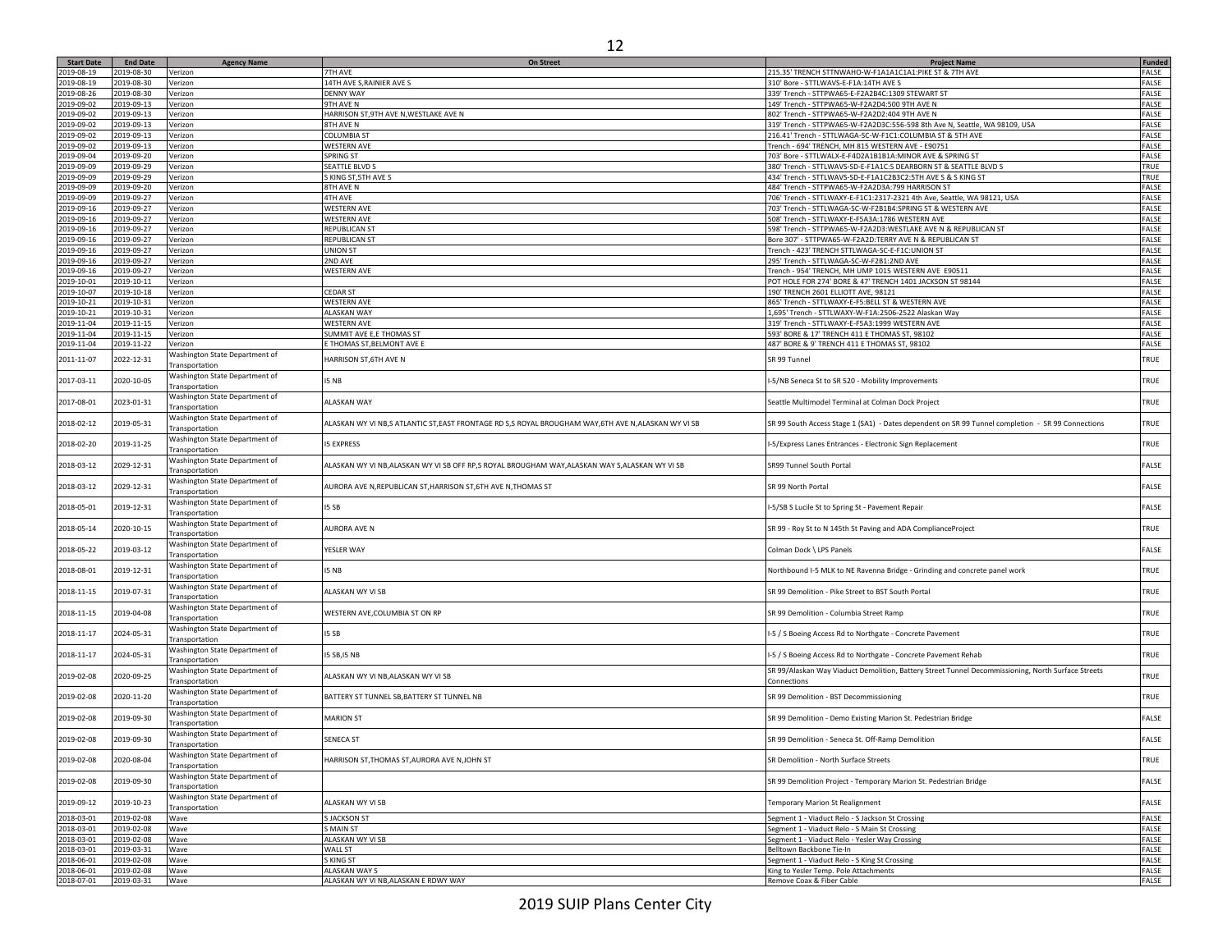| Start Date | End Date | Agency Name | On Street | Project Name | Funded |
|---|---|---|---|---|---|
| 2019-08-19 | 2019-08-30 | Verizon | 7TH AVE | 215.35' TRENCH STTNWAHO-W-F1A1A1C1A1:PIKE ST & 7TH AVE | FALSE |
| 2019-08-19 | 2019-08-30 | Verizon | 14TH AVE S,RAINIER AVE S | 310' Bore - STTLWAVS-E-F1A:14TH AVE S | FALSE |
| 2019-08-26 | 2019-08-30 | Verizon | DENNY WAY | 339' Trench - STTPWA65-E-F2A2B4C:1309 STEWART ST | FALSE |
| 2019-09-02 | 2019-09-13 | Verizon | 9TH AVE N | 149' Trench - STTPWA65-W-F2A2D4:500 9TH AVE N | FALSE |
| 2019-09-02 | 2019-09-13 | Verizon | HARRISON ST,9TH AVE N,WESTLAKE AVE N | 802' Trench - STTPWA65-W-F2A2D2:404 9TH AVE N | FALSE |
| 2019-09-02 | 2019-09-13 | Verizon | 8TH AVE N | 319' Trench - STTPWA65-W-F2A2D3C:556-598 8th Ave N, Seattle, WA 98109, USA | FALSE |
| 2019-09-02 | 2019-09-13 | Verizon | COLUMBIA ST | 216.41' Trench - STTLWAGA-SC-W-F1C1:COLUMBIA ST & 5TH AVE | FALSE |
| 2019-09-02 | 2019-09-13 | Verizon | WESTERN AVE | Trench - 694' TRENCH, MH 815 WESTERN AVE - E90751 | FALSE |
| 2019-09-04 | 2019-09-20 | Verizon | SPRING ST | 703' Bore - STTLWALX-E-F4D2A1B1B1A:MINOR AVE & SPRING ST | FALSE |
| 2019-09-09 | 2019-09-29 | Verizon | SEATTLE BLVD S | 380' Trench - STTLWAVS-SD-E-F1A1C:S DEARBORN ST & SEATTLE BLVD S | TRUE |
| 2019-09-09 | 2019-09-29 | Verizon | S KING ST,5TH AVE S | 434' Trench - STTLWAVS-SD-E-F1A1C2B3C2:5TH AVE S & S KING ST | TRUE |
| 2019-09-09 | 2019-09-20 | Verizon | 8TH AVE N | 484' Trench - STTPWA65-W-F2A2D3A:799 HARRISON ST | FALSE |
| 2019-09-09 | 2019-09-27 | Verizon | 4TH AVE | 706' Trench - STTLWAXY-E-F1C1:2317-2321 4th Ave, Seattle, WA 98121, USA | FALSE |
| 2019-09-16 | 2019-09-27 | Verizon | WESTERN AVE | 703' Trench - STTLWAGA-SC-W-F2B1B4:SPRING ST & WESTERN AVE | FALSE |
| 2019-09-16 | 2019-09-27 | Verizon | WESTERN AVE | 508' Trench - STTLWAXY-E-F5A3A:1786 WESTERN AVE | FALSE |
| 2019-09-16 | 2019-09-27 | Verizon | REPUBLICAN ST | 598' Trench - STTPWA65-W-F2A2D3:WESTLAKE AVE N & REPUBLICAN ST | FALSE |
| 2019-09-16 | 2019-09-27 | Verizon | REPUBLICAN ST | Bore 307' - STTPWA65-W-F2A2D:TERRY AVE N & REPUBLICAN ST | FALSE |
| 2019-09-16 | 2019-09-27 | Verizon | UNION ST | Trench - 423' TRENCH STTLWAGA-SC-E-F1C:UNION ST | FALSE |
| 2019-09-16 | 2019-09-27 | Verizon | 2ND AVE | 295' Trench - STTLWAGA-SC-W-F2B1:2ND AVE | FALSE |
| 2019-09-16 | 2019-09-27 | Verizon | WESTERN AVE | Trench - 954' TRENCH, MH UMP 1015 WESTERN AVE E90511 | FALSE |
| 2019-10-01 | 2019-10-11 | Verizon | | POT HOLE FOR 274' BORE & 47' TRENCH 1401 JACKSON ST 98144 | FALSE |
| 2019-10-07 | 2019-10-18 | Verizon | CEDAR ST | 190' TRENCH 2601 ELLIOTT AVE, 98121 | FALSE |
| 2019-10-21 | 2019-10-31 | Verizon | WESTERN AVE | 865' Trench - STTLWAXY-E-F5:BELL ST & WESTERN AVE | FALSE |
| 2019-10-21 | 2019-10-31 | Verizon | ALASKAN WAY | 1,695' Trench - STTLWAXY-W-F1A:2506-2522 Alaskan Way | FALSE |
| 2019-11-04 | 2019-11-15 | Verizon | WESTERN AVE | 319' Trench - STTLWAXY-E-F5A3:1999 WESTERN AVE | FALSE |
| 2019-11-04 | 2019-11-15 | Verizon | SUMMIT AVE E,E THOMAS ST | 593' BORE & 17' TRENCH 411 E THOMAS ST, 98102 | FALSE |
| 2019-11-04 | 2019-11-22 | Verizon | E THOMAS ST,BELMONT AVE E | 487' BORE & 9' TRENCH 411 E THOMAS ST, 98102 | FALSE |
| 2011-11-07 | 2022-12-31 | Washington State Department of Transportation | HARRISON ST,6TH AVE N | SR 99 Tunnel | TRUE |
| 2017-03-11 | 2020-10-05 | Washington State Department of Transportation | I5 NB | I-5/NB Seneca St to SR 520 - Mobility Improvements | TRUE |
| 2017-08-01 | 2023-01-31 | Washington State Department of Transportation | ALASKAN WAY | Seattle Multimodel Terminal at Colman Dock Project | TRUE |
| 2018-02-12 | 2019-05-31 | Washington State Department of Transportation | ALASKAN WY VI NB,S ATLANTIC ST,EAST FRONTAGE RD S,S ROYAL BROUGHAM WAY,6TH AVE N,ALASKAN WY VI SB | SR 99 South Access Stage 1 (SA1) - Dates dependent on SR 99 Tunnel completion - SR 99 Connections | TRUE |
| 2018-02-20 | 2019-11-25 | Washington State Department of Transportation | I5 EXPRESS | I-5/Express Lanes Entrances - Electronic Sign Replacement | TRUE |
| 2018-03-12 | 2029-12-31 | Washington State Department of Transportation | ALASKAN WY VI NB,ALASKAN WY VI SB OFF RP,S ROYAL BROUGHAM WAY,ALASKAN WAY S,ALASKAN WY VI SB | SR99 Tunnel South Portal | FALSE |
| 2018-03-12 | 2029-12-31 | Washington State Department of Transportation | AURORA AVE N,REPUBLICAN ST,HARRISON ST,6TH AVE N,THOMAS ST | SR 99 North Portal | FALSE |
| 2018-05-01 | 2019-12-31 | Washington State Department of Transportation | I5 SB | I-5/SB S Lucile St to Spring St - Pavement Repair | FALSE |
| 2018-05-14 | 2020-10-15 | Washington State Department of Transportation | AURORA AVE N | SR 99 - Roy St to N 145th St Paving and ADA ComplianceProject | TRUE |
| 2018-05-22 | 2019-03-12 | Washington State Department of Transportation | YESLER WAY | Colman Dock \ LPS Panels | FALSE |
| 2018-08-01 | 2019-12-31 | Washington State Department of Transportation | I5 NB | Northbound I-5 MLK to NE Ravenna Bridge - Grinding and concrete panel work | TRUE |
| 2018-11-15 | 2019-07-31 | Washington State Department of Transportation | ALASKAN WY VI SB | SR 99 Demolition - Pike Street to BST South Portal | TRUE |
| 2018-11-15 | 2019-04-08 | Washington State Department of Transportation | WESTERN AVE,COLUMBIA ST ON RP | SR 99 Demolition - Columbia Street Ramp | TRUE |
| 2018-11-17 | 2024-05-31 | Washington State Department of Transportation | I5 SB | I-5 / S Boeing Access Rd to Northgate - Concrete Pavement | TRUE |
| 2018-11-17 | 2024-05-31 | Washington State Department of Transportation | I5 SB,I5 NB | I-5 / S Boeing Access Rd to Northgate - Concrete Pavement Rehab | TRUE |
| 2019-02-08 | 2020-09-25 | Washington State Department of Transportation | ALASKAN WY VI NB,ALASKAN WY VI SB | SR 99/Alaskan Way Viaduct Demolition, Battery Street Tunnel Decommissioning, North Surface Streets Connections | TRUE |
| 2019-02-08 | 2020-11-20 | Washington State Department of Transportation | BATTERY ST TUNNEL SB,BATTERY ST TUNNEL NB | SR 99 Demolition - BST Decommissioning | TRUE |
| 2019-02-08 | 2019-09-30 | Washington State Department of Transportation | MARION ST | SR 99 Demolition - Demo Existing Marion St. Pedestrian Bridge | FALSE |
| 2019-02-08 | 2019-09-30 | Washington State Department of Transportation | SENECA ST | SR 99 Demolition - Seneca St. Off-Ramp Demolition | FALSE |
| 2019-02-08 | 2020-08-04 | Washington State Department of Transportation | HARRISON ST,THOMAS ST,AURORA AVE N,JOHN ST | SR Demolition - North Surface Streets | TRUE |
| 2019-02-08 | 2019-09-30 | Washington State Department of Transportation | | SR 99 Demolition Project - Temporary Marion St. Pedestrian Bridge | FALSE |
| 2019-09-12 | 2019-10-23 | Washington State Department of Transportation | ALASKAN WY VI SB | Temporary Marion St Realignment | FALSE |
| 2018-03-01 | 2019-02-08 | Wave | S JACKSON ST | Segment 1 - Viaduct Relo - S Jackson St Crossing | FALSE |
| 2018-03-01 | 2019-02-08 | Wave | S MAIN ST | Segment 1 - Viaduct Relo - S Main St Crossing | FALSE |
| 2018-03-01 | 2019-02-08 | Wave | ALASKAN WY VI SB | Segment 1 - Viaduct Relo - Yesler Way Crossing | FALSE |
| 2018-03-01 | 2019-03-31 | Wave | WALL ST | Belltown Backbone Tie-In | FALSE |
| 2018-06-01 | 2019-02-08 | Wave | S KING ST | Segment 1 - Viaduct Relo - S King St Crossing | FALSE |
| 2018-06-01 | 2019-02-08 | Wave | ALASKAN WAY S | King to Yesler Temp. Pole Attachments | FALSE |
| 2018-07-01 | 2019-03-31 | Wave | ALASKAN WY VI NB,ALASKAN E RDWY WAY | Remove Coax & Fiber Cable | FALSE |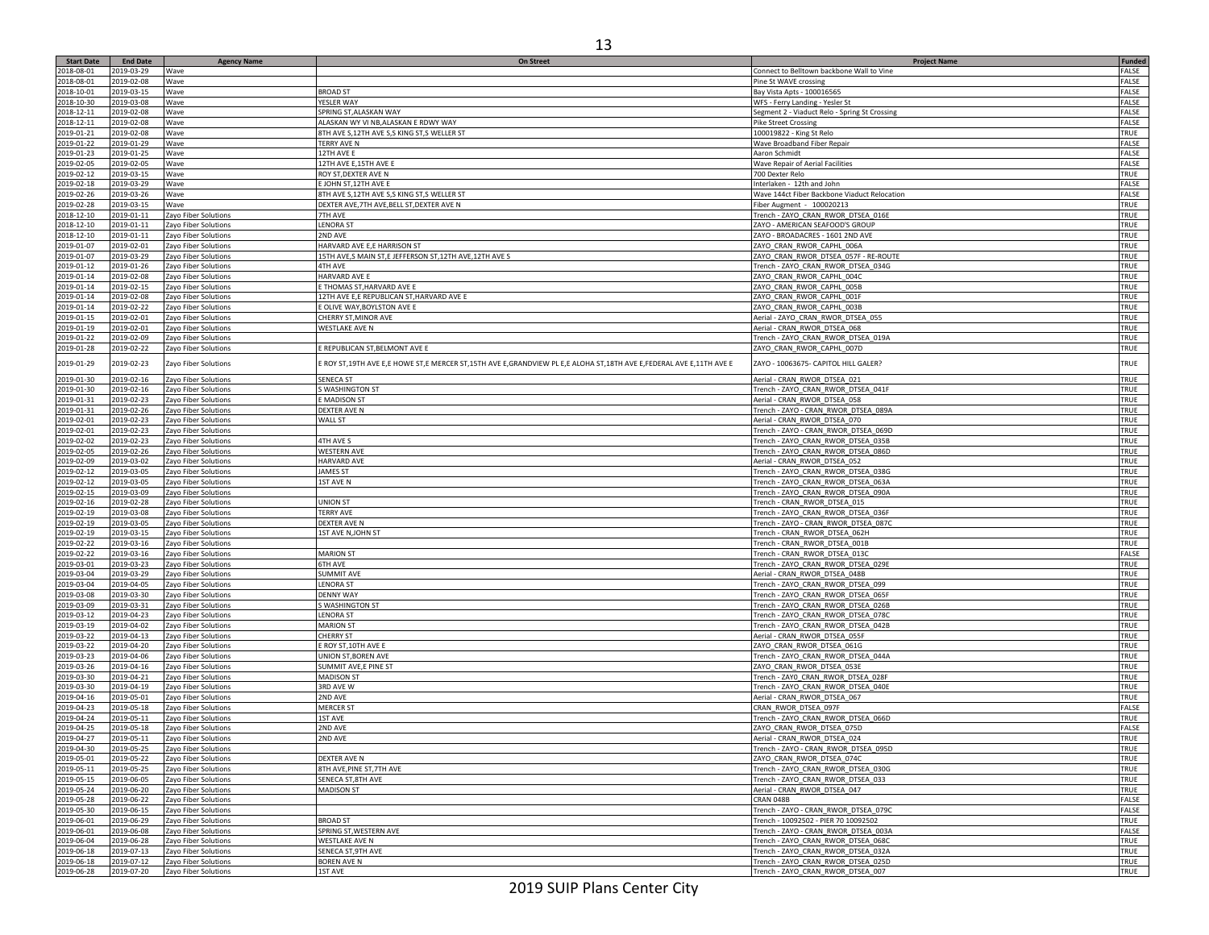| Start Date | End Date | Agency Name | On Street | Project Name | Funded |
|---|---|---|---|---|---|
| 2018-08-01 | 2019-03-29 | Wave | | Connect to Belltown backbone Wall to Vine | FALSE |
| 2018-08-01 | 2019-02-08 | Wave | | Pine St WAVE crossing | FALSE |
| 2018-10-01 | 2019-03-15 | Wave | BROAD ST | Bay Vista Apts - 100016565 | FALSE |
| 2018-10-30 | 2019-03-08 | Wave | YESLER WAY | WFS - Ferry Landing - Yesler St | FALSE |
| 2018-12-11 | 2019-02-08 | Wave | SPRING ST,ALASKAN WAY | Segment 2 - Viaduct Relo - Spring St Crossing | FALSE |
| 2018-12-11 | 2019-02-08 | Wave | ALASKAN WY VI NB,ALASKAN E RDWY WAY | Pike Street Crossing | FALSE |
| 2019-01-21 | 2019-02-08 | Wave | 8TH AVE S,12TH AVE S,S KING ST,S WELLER ST | 100019822 - King St Relo | TRUE |
| 2019-01-22 | 2019-01-29 | Wave | TERRY AVE N | Wave Broadband Fiber Repair | FALSE |
| 2019-01-23 | 2019-01-25 | Wave | 12TH AVE E | Aaron Schmidt | FALSE |
| 2019-02-05 | 2019-02-05 | Wave | 12TH AVE E,15TH AVE E | Wave Repair of Aerial Facilities | FALSE |
| 2019-02-12 | 2019-03-15 | Wave | ROY ST,DEXTER AVE N | 700 Dexter Relo | TRUE |
| 2019-02-18 | 2019-03-29 | Wave | E JOHN ST,12TH AVE E | Interlaken - 12th and John | FALSE |
| 2019-02-26 | 2019-03-26 | Wave | 8TH AVE S,12TH AVE S,S KING ST,S WELLER ST | Wave 144ct Fiber Backbone Viaduct Relocation | FALSE |
| 2019-02-28 | 2019-03-15 | Wave | DEXTER AVE,7TH AVE,BELL ST,DEXTER AVE N | Fiber Augment - 100020213 | TRUE |
| 2018-12-10 | 2019-01-11 | Zayo Fiber Solutions | 7TH AVE | Trench - ZAYO_CRAN_RWOR_DTSEA_016E | TRUE |
| 2018-12-10 | 2019-01-11 | Zayo Fiber Solutions | LENORA ST | ZAYO - AMERICAN SEAFOOD'S GROUP | TRUE |
| 2018-12-10 | 2019-01-11 | Zayo Fiber Solutions | 2ND AVE | ZAYO - BROADACRES - 1601 2ND AVE | TRUE |
| 2019-01-07 | 2019-02-01 | Zayo Fiber Solutions | HARVARD AVE E,E HARRISON ST | ZAYO_CRAN_RWOR_CAPHL_006A | TRUE |
| 2019-01-07 | 2019-03-29 | Zayo Fiber Solutions | 15TH AVE,S MAIN ST,E JEFFERSON ST,12TH AVE,12TH AVE S | ZAYO_CRAN_RWOR_DTSEA_057F - RE-ROUTE | TRUE |
| 2019-01-12 | 2019-01-26 | Zayo Fiber Solutions | 4TH AVE | Trench - ZAYO_CRAN_RWOR_DTSEA_034G | TRUE |
| 2019-01-14 | 2019-02-08 | Zayo Fiber Solutions | HARVARD AVE E | ZAYO_CRAN_RWOR_CAPHL_004C | TRUE |
| 2019-01-14 | 2019-02-15 | Zayo Fiber Solutions | E THOMAS ST,HARVARD AVE E | ZAYO_CRAN_RWOR_CAPHL_005B | TRUE |
| 2019-01-14 | 2019-02-08 | Zayo Fiber Solutions | 12TH AVE E,E REPUBLICAN ST,HARVARD AVE E | ZAYO_CRAN_RWOR_CAPHL_001F | TRUE |
| 2019-01-14 | 2019-02-22 | Zayo Fiber Solutions | E OLIVE WAY,BOYLSTON AVE E | ZAYO_CRAN_RWOR_CAPHL_003B | TRUE |
| 2019-01-15 | 2019-02-01 | Zayo Fiber Solutions | CHERRY ST,MINOR AVE | Aerial - ZAYO_CRAN_RWOR_DTSEA_055 | TRUE |
| 2019-01-19 | 2019-02-01 | Zayo Fiber Solutions | WESTLAKE AVE N | Aerial - CRAN_RWOR_DTSEA_068 | TRUE |
| 2019-01-22 | 2019-02-09 | Zayo Fiber Solutions | | Trench - ZAYO_CRAN_RWOR_DTSEA_019A | TRUE |
| 2019-01-28 | 2019-02-22 | Zayo Fiber Solutions | E REPUBLICAN ST,BELMONT AVE E | ZAYO_CRAN_RWOR_CAPHL_007D | TRUE |
| 2019-01-29 | 2019-02-23 | Zayo Fiber Solutions | E ROY ST,19TH AVE E,E HOWE ST,E MERCER ST,15TH AVE E,GRANDVIEW PL E,E ALOHA ST,18TH AVE E,FEDERAL AVE E,11TH AVE E | ZAYO - 10063675- CAPITOL HILL GALER? | TRUE |
| 2019-01-30 | 2019-02-16 | Zayo Fiber Solutions | SENECA ST | Aerial - CRAN_RWOR_DTSEA_021 | TRUE |
| 2019-01-30 | 2019-02-16 | Zayo Fiber Solutions | S WASHINGTON ST | Trench - ZAYO_CRAN_RWOR_DTSEA_041F | TRUE |
| 2019-01-31 | 2019-02-23 | Zayo Fiber Solutions | E MADISON ST | Aerial - CRAN_RWOR_DTSEA_058 | TRUE |
| 2019-01-31 | 2019-02-26 | Zayo Fiber Solutions | DEXTER AVE N | Trench - ZAYO - CRAN_RWOR_DTSEA_089A | TRUE |
| 2019-02-01 | 2019-02-23 | Zayo Fiber Solutions | WALL ST | Aerial - CRAN_RWOR_DTSEA_070 | TRUE |
| 2019-02-01 | 2019-02-23 | Zayo Fiber Solutions | | Trench - ZAYO - CRAN_RWOR_DTSEA_069D | TRUE |
| 2019-02-02 | 2019-02-23 | Zayo Fiber Solutions | 4TH AVE S | Trench - ZAYO_CRAN_RWOR_DTSEA_035B | TRUE |
| 2019-02-05 | 2019-02-26 | Zayo Fiber Solutions | WESTERN AVE | Trench - ZAYO_CRAN_RWOR_DTSEA_086D | TRUE |
| 2019-02-09 | 2019-03-02 | Zayo Fiber Solutions | HARVARD AVE | Aerial - CRAN_RWOR_DTSEA_052 | TRUE |
| 2019-02-12 | 2019-03-05 | Zayo Fiber Solutions | JAMES ST | Trench - ZAYO_CRAN_RWOR_DTSEA_038G | TRUE |
| 2019-02-12 | 2019-03-05 | Zayo Fiber Solutions | 1ST AVE N | Trench - ZAYO_CRAN_RWOR_DTSEA_063A | TRUE |
| 2019-02-15 | 2019-03-09 | Zayo Fiber Solutions | | Trench - ZAYO_CRAN_RWOR_DTSEA_090A | TRUE |
| 2019-02-16 | 2019-02-28 | Zayo Fiber Solutions | UNION ST | Trench - CRAN_RWOR_DTSEA_015 | TRUE |
| 2019-02-19 | 2019-03-08 | Zayo Fiber Solutions | TERRY AVE | Trench - ZAYO_CRAN_RWOR_DTSEA_036F | TRUE |
| 2019-02-19 | 2019-03-05 | Zayo Fiber Solutions | DEXTER AVE N | Trench - ZAYO - CRAN_RWOR_DTSEA_087C | TRUE |
| 2019-02-19 | 2019-03-15 | Zayo Fiber Solutions | 1ST AVE N,JOHN ST | Trench - CRAN_RWOR_DTSEA_062H | TRUE |
| 2019-02-22 | 2019-03-16 | Zayo Fiber Solutions | | Trench - CRAN_RWOR_DTSEA_001B | TRUE |
| 2019-02-22 | 2019-03-16 | Zayo Fiber Solutions | MARION ST | Trench - CRAN_RWOR_DTSEA_013C | FALSE |
| 2019-03-01 | 2019-03-23 | Zayo Fiber Solutions | 6TH AVE | Trench - ZAYO_CRAN_RWOR_DTSEA_029E | TRUE |
| 2019-03-04 | 2019-03-29 | Zayo Fiber Solutions | SUMMIT AVE | Aerial - CRAN_RWOR_DTSEA_048B | TRUE |
| 2019-03-04 | 2019-04-05 | Zayo Fiber Solutions | LENORA ST | Trench - ZAYO_CRAN_RWOR_DTSEA_099 | TRUE |
| 2019-03-08 | 2019-03-30 | Zayo Fiber Solutions | DENNY WAY | Trench - ZAYO_CRAN_RWOR_DTSEA_065F | TRUE |
| 2019-03-09 | 2019-03-31 | Zayo Fiber Solutions | S WASHINGTON ST | Trench - ZAYO_CRAN_RWOR_DTSEA_026B | TRUE |
| 2019-03-12 | 2019-04-23 | Zayo Fiber Solutions | LENORA ST | Trench - ZAYO_CRAN_RWOR_DTSEA_078C | TRUE |
| 2019-03-19 | 2019-04-02 | Zayo Fiber Solutions | MARION ST | Trench - ZAYO_CRAN_RWOR_DTSEA_042B | TRUE |
| 2019-03-22 | 2019-04-13 | Zayo Fiber Solutions | CHERRY ST | Aerial - CRAN_RWOR_DTSEA_055F | TRUE |
| 2019-03-22 | 2019-04-20 | Zayo Fiber Solutions | E ROY ST,10TH AVE E | ZAYO_CRAN_RWOR_DTSEA_061G | TRUE |
| 2019-03-23 | 2019-04-06 | Zayo Fiber Solutions | UNION ST,BOREN AVE | Trench - ZAYO_CRAN_RWOR_DTSEA_044A | TRUE |
| 2019-03-26 | 2019-04-16 | Zayo Fiber Solutions | SUMMIT AVE,E PINE ST | ZAYO_CRAN_RWOR_DTSEA_053E | TRUE |
| 2019-03-30 | 2019-04-21 | Zayo Fiber Solutions | MADISON ST | Trench - ZAYO_CRAN_RWOR_DTSEA_028F | TRUE |
| 2019-03-30 | 2019-04-19 | Zayo Fiber Solutions | 3RD AVE W | Trench - ZAYO_CRAN_RWOR_DTSEA_040E | TRUE |
| 2019-04-16 | 2019-05-01 | Zayo Fiber Solutions | 2ND AVE | Aerial - CRAN_RWOR_DTSEA_067 | TRUE |
| 2019-04-23 | 2019-05-18 | Zayo Fiber Solutions | MERCER ST | CRAN_RWOR_DTSEA_097F | FALSE |
| 2019-04-24 | 2019-05-11 | Zayo Fiber Solutions | 1ST AVE | Trench - ZAYO_CRAN_RWOR_DTSEA_066D | TRUE |
| 2019-04-25 | 2019-05-18 | Zayo Fiber Solutions | 2ND AVE | ZAYO_CRAN_RWOR_DTSEA_075D | FALSE |
| 2019-04-27 | 2019-05-11 | Zayo Fiber Solutions | 2ND AVE | Aerial - CRAN_RWOR_DTSEA_024 | TRUE |
| 2019-04-30 | 2019-05-25 | Zayo Fiber Solutions | | Trench - ZAYO - CRAN_RWOR_DTSEA_095D | TRUE |
| 2019-05-01 | 2019-05-22 | Zayo Fiber Solutions | DEXTER AVE N | ZAYO_CRAN_RWOR_DTSEA_074C | TRUE |
| 2019-05-11 | 2019-05-25 | Zayo Fiber Solutions | 8TH AVE,PINE ST,7TH AVE | Trench - ZAYO_CRAN_RWOR_DTSEA_030G | TRUE |
| 2019-05-15 | 2019-06-05 | Zayo Fiber Solutions | SENECA ST,8TH AVE | Trench - ZAYO_CRAN_RWOR_DTSEA_033 | TRUE |
| 2019-05-24 | 2019-06-20 | Zayo Fiber Solutions | MADISON ST | Aerial - CRAN_RWOR_DTSEA_047 | TRUE |
| 2019-05-28 | 2019-06-22 | Zayo Fiber Solutions | | CRAN 048B | FALSE |
| 2019-05-30 | 2019-06-15 | Zayo Fiber Solutions | | Trench - ZAYO - CRAN_RWOR_DTSEA_079C | FALSE |
| 2019-06-01 | 2019-06-29 | Zayo Fiber Solutions | BROAD ST | Trench - 10092502 - PIER 70 10092502 | TRUE |
| 2019-06-01 | 2019-06-08 | Zayo Fiber Solutions | SPRING ST,WESTERN AVE | Trench - ZAYO - CRAN_RWOR_DTSEA_003A | FALSE |
| 2019-06-04 | 2019-06-28 | Zayo Fiber Solutions | WESTLAKE AVE N | Trench - ZAYO_CRAN_RWOR_DTSEA_068C | TRUE |
| 2019-06-18 | 2019-07-13 | Zayo Fiber Solutions | SENECA ST,9TH AVE | Trench - ZAYO_CRAN_RWOR_DTSEA_032A | TRUE |
| 2019-06-18 | 2019-07-12 | Zayo Fiber Solutions | BOREN AVE N | Trench - ZAYO_CRAN_RWOR_DTSEA_025D | TRUE |
| 2019-06-28 | 2019-07-20 | Zayo Fiber Solutions | 1ST AVE | Trench - ZAYO_CRAN_RWOR_DTSEA_007 | TRUE |

2019 SUIP Plans Center City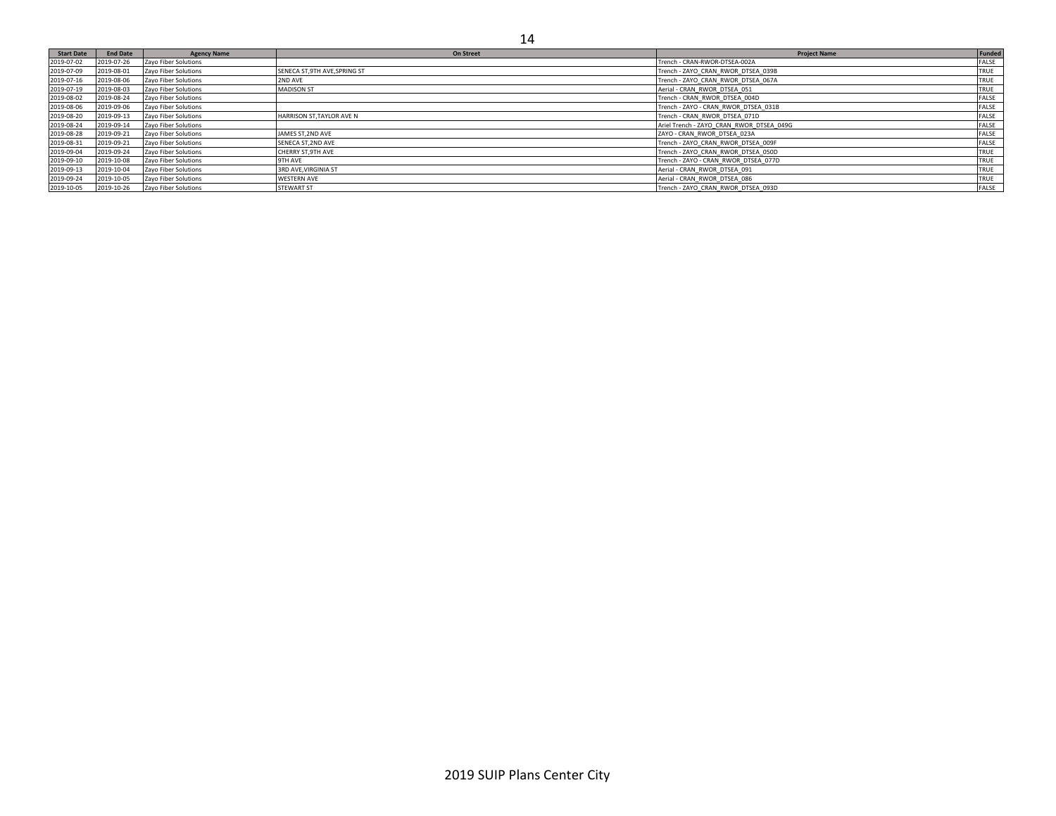| Start Date | End Date | Agency Name | On Street | Project Name | Funded |
|---|---|---|---|---|---|
| 2019-07-02 | 2019-07-26 | Zayo Fiber Solutions | | Trench - CRAN-RWOR-DTSEA-002A | FALSE |
| 2019-07-09 | 2019-08-01 | Zayo Fiber Solutions | SENECA ST,9TH AVE,SPRING ST | Trench - ZAYO_CRAN_RWOR_DTSEA_039B | TRUE |
| 2019-07-16 | 2019-08-06 | Zayo Fiber Solutions | 2ND AVE | Trench - ZAYO_CRAN_RWOR_DTSEA_067A | TRUE |
| 2019-07-19 | 2019-08-03 | Zayo Fiber Solutions | MADISON ST | Aerial - CRAN_RWOR_DTSEA_051 | TRUE |
| 2019-08-02 | 2019-08-24 | Zayo Fiber Solutions | | Trench - CRAN_RWOR_DTSEA_004D | FALSE |
| 2019-08-06 | 2019-09-06 | Zayo Fiber Solutions | | Trench - ZAYO - CRAN_RWOR_DTSEA_031B | FALSE |
| 2019-08-20 | 2019-09-13 | Zayo Fiber Solutions | HARRISON ST,TAYLOR AVE N | Trench - CRAN_RWOR_DTSEA_071D | FALSE |
| 2019-08-24 | 2019-09-14 | Zayo Fiber Solutions | | Ariel Trench - ZAYO_CRAN_RWOR_DTSEA_049G | FALSE |
| 2019-08-28 | 2019-09-21 | Zayo Fiber Solutions | JAMES ST,2ND AVE | ZAYO - CRAN_RWOR_DTSEA_023A | FALSE |
| 2019-08-31 | 2019-09-21 | Zayo Fiber Solutions | SENECA ST,2ND AVE | Trench - ZAYO_CRAN_RWOR_DTSEA_009F | FALSE |
| 2019-09-04 | 2019-09-24 | Zayo Fiber Solutions | CHERRY ST,9TH AVE | Trench - ZAYO_CRAN_RWOR_DTSEA_050D | TRUE |
| 2019-09-10 | 2019-10-08 | Zayo Fiber Solutions | 9TH AVE | Trench - ZAYO - CRAN_RWOR_DTSEA_077D | TRUE |
| 2019-09-13 | 2019-10-04 | Zayo Fiber Solutions | 3RD AVE,VIRGINIA ST | Aerial - CRAN_RWOR_DTSEA_091 | TRUE |
| 2019-09-24 | 2019-10-05 | Zayo Fiber Solutions | WESTERN AVE | Aerial - CRAN_RWOR_DTSEA_086 | TRUE |
| 2019-10-05 | 2019-10-26 | Zayo Fiber Solutions | STEWART ST | Trench - ZAYO_CRAN_RWOR_DTSEA_093D | FALSE |